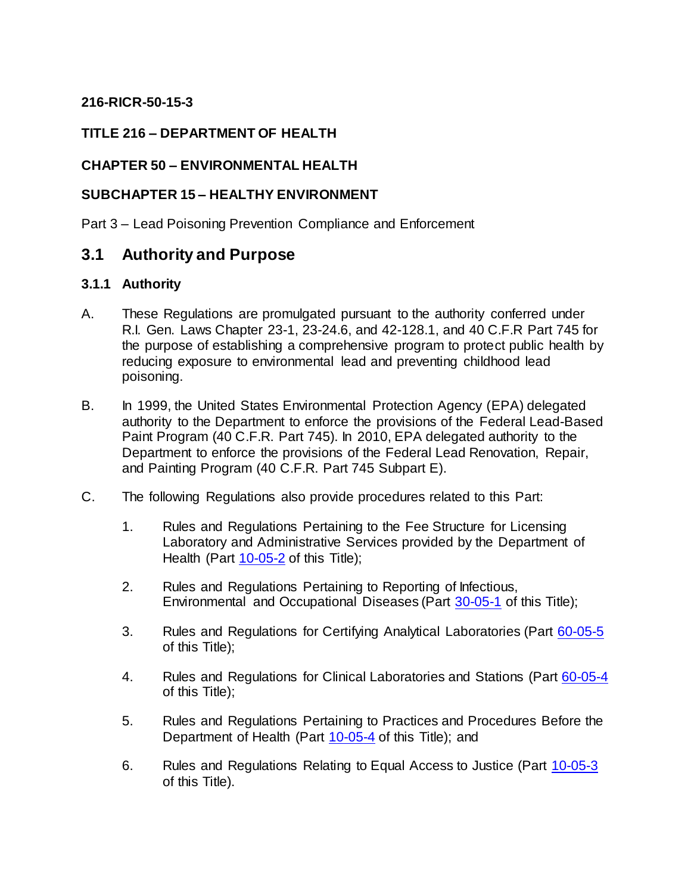**216-RICR-50-15-3**

**TITLE 216 – DEPARTMENT OF HEALTH**

**CHAPTER 50 – ENVIRONMENTAL HEALTH**

**SUBCHAPTER 15 – HEALTHY ENVIRONMENT**

Part 3 – Lead Poisoning Prevention Compliance and Enforcement

## 3.1 Authority and Purpose

### 3.1.1 Authority

A. These Regulations are promulgated pursuant to the authority conferred under R.I. Gen. Laws Chapter 23-1, 23-24.6, and 42-128.1, and 40 C.F.R Part 745 for the purpose of establishing a comprehensive program to protect public health by reducing exposure to environmental lead and preventing childhood lead poisoning.

B. In 1999, the United States Environmental Protection Agency (EPA) delegated authority to the Department to enforce the provisions of the Federal Lead-Based Paint Program (40 C.F.R. Part 745). In 2010, EPA delegated authority to the Department to enforce the provisions of the Federal Lead Renovation, Repair, and Painting Program (40 C.F.R. Part 745 Subpart E).

C. The following Regulations also provide procedures related to this Part:

1. Rules and Regulations Pertaining to the Fee Structure for Licensing Laboratory and Administrative Services provided by the Department of Health (Part 10-05-2 of this Title);

2. Rules and Regulations Pertaining to Reporting of Infectious, Environmental and Occupational Diseases (Part 30-05-1 of this Title);

3. Rules and Regulations for Certifying Analytical Laboratories (Part 60-05-5 of this Title);

4. Rules and Regulations for Clinical Laboratories and Stations (Part 60-05-4 of this Title);

5. Rules and Regulations Pertaining to Practices and Procedures Before the Department of Health (Part 10-05-4 of this Title); and

6. Rules and Regulations Relating to Equal Access to Justice (Part 10-05-3 of this Title).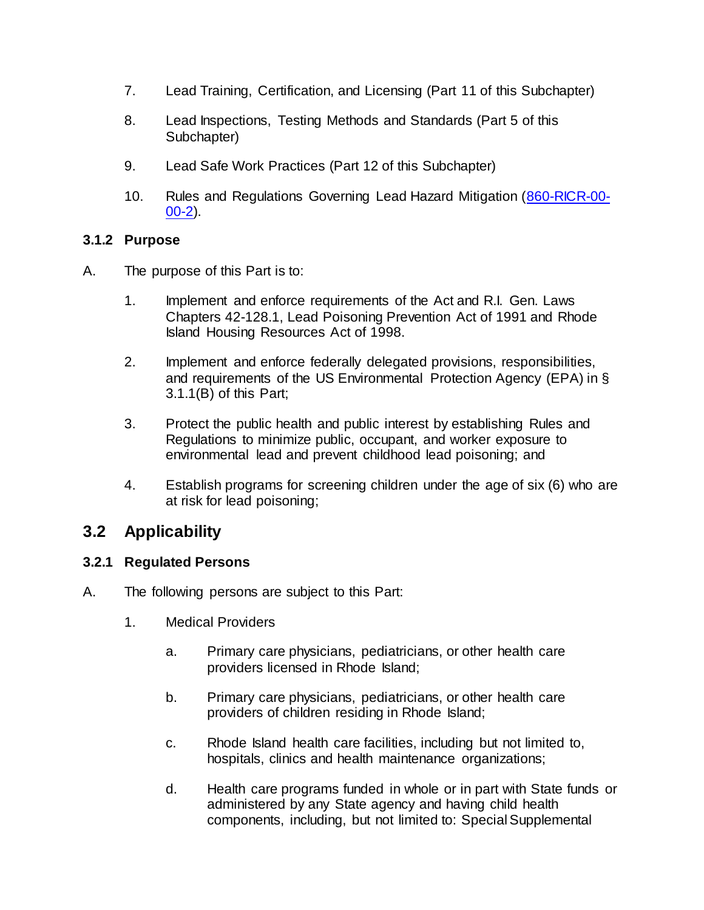7. Lead Training, Certification, and Licensing (Part 11 of this Subchapter)

8. Lead Inspections, Testing Methods and Standards (Part 5 of this Subchapter)

9. Lead Safe Work Practices (Part 12 of this Subchapter)

10. Rules and Regulations Governing Lead Hazard Mitigation ([860-RICR-00-00-2](860-RICR-00-00-2)).

### 3.1.2 Purpose

A. The purpose of this Part is to:

1. Implement and enforce requirements of the Act and R.I. Gen. Laws Chapters 42-128.1, Lead Poisoning Prevention Act of 1991 and Rhode Island Housing Resources Act of 1998.

2. Implement and enforce federally delegated provisions, responsibilities, and requirements of the US Environmental Protection Agency (EPA) in § 3.1.1(B) of this Part;

3. Protect the public health and public interest by establishing Rules and Regulations to minimize public, occupant, and worker exposure to environmental lead and prevent childhood lead poisoning; and

4. Establish programs for screening children under the age of six (6) who are at risk for lead poisoning;

## 3.2 Applicability

### 3.2.1 Regulated Persons

A. The following persons are subject to this Part:

1. Medical Providers

   a. Primary care physicians, pediatricians, or other health care providers licensed in Rhode Island;

   b. Primary care physicians, pediatricians, or other health care providers of children residing in Rhode Island;

   c. Rhode Island health care facilities, including but not limited to, hospitals, clinics and health maintenance organizations;

   d. Health care programs funded in whole or in part with State funds or administered by any State agency and having child health components, including, but not limited to: Special Supplemental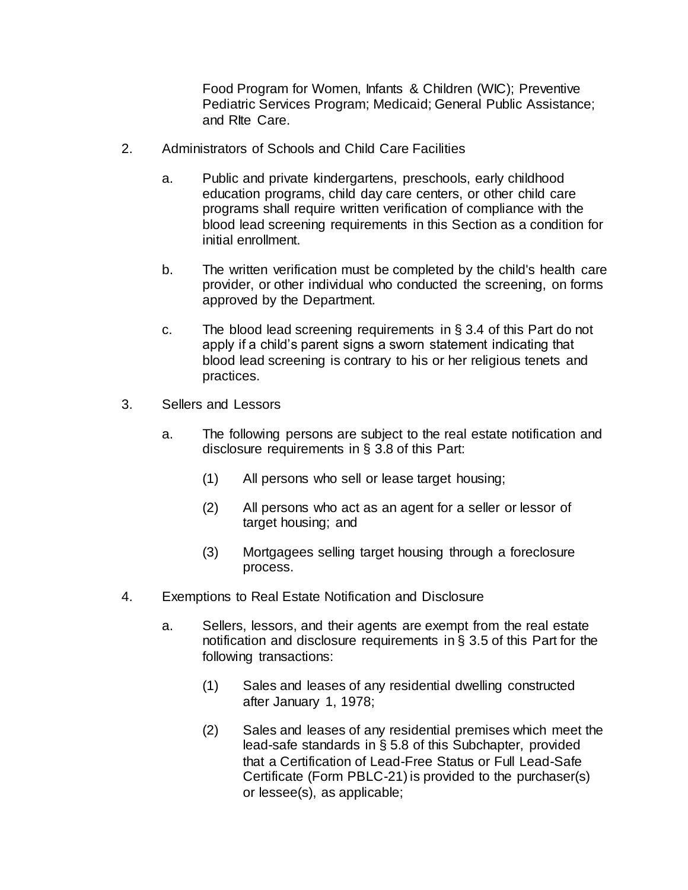Food Program for Women, Infants & Children (WIC); Preventive Pediatric Services Program; Medicaid; General Public Assistance; and RIte Care.

2. Administrators of Schools and Child Care Facilities

   a. Public and private kindergartens, preschools, early childhood education programs, child day care centers, or other child care programs shall require written verification of compliance with the blood lead screening requirements in this Section as a condition for initial enrollment.

   b. The written verification must be completed by the child's health care provider, or other individual who conducted the screening, on forms approved by the Department.

   c. The blood lead screening requirements in § 3.4 of this Part do not apply if a child's parent signs a sworn statement indicating that blood lead screening is contrary to his or her religious tenets and practices.

3. Sellers and Lessors

   a. The following persons are subject to the real estate notification and disclosure requirements in § 3.8 of this Part:

      (1) All persons who sell or lease target housing;

      (2) All persons who act as an agent for a seller or lessor of target housing; and

      (3) Mortgagees selling target housing through a foreclosure process.

4. Exemptions to Real Estate Notification and Disclosure

   a. Sellers, lessors, and their agents are exempt from the real estate notification and disclosure requirements in § 3.5 of this Part for the following transactions:

      (1) Sales and leases of any residential dwelling constructed after January 1, 1978;

      (2) Sales and leases of any residential premises which meet the lead-safe standards in § 5.8 of this Subchapter, provided that a Certification of Lead-Free Status or Full Lead-Safe Certificate (Form PBLC-21) is provided to the purchaser(s) or lessee(s), as applicable;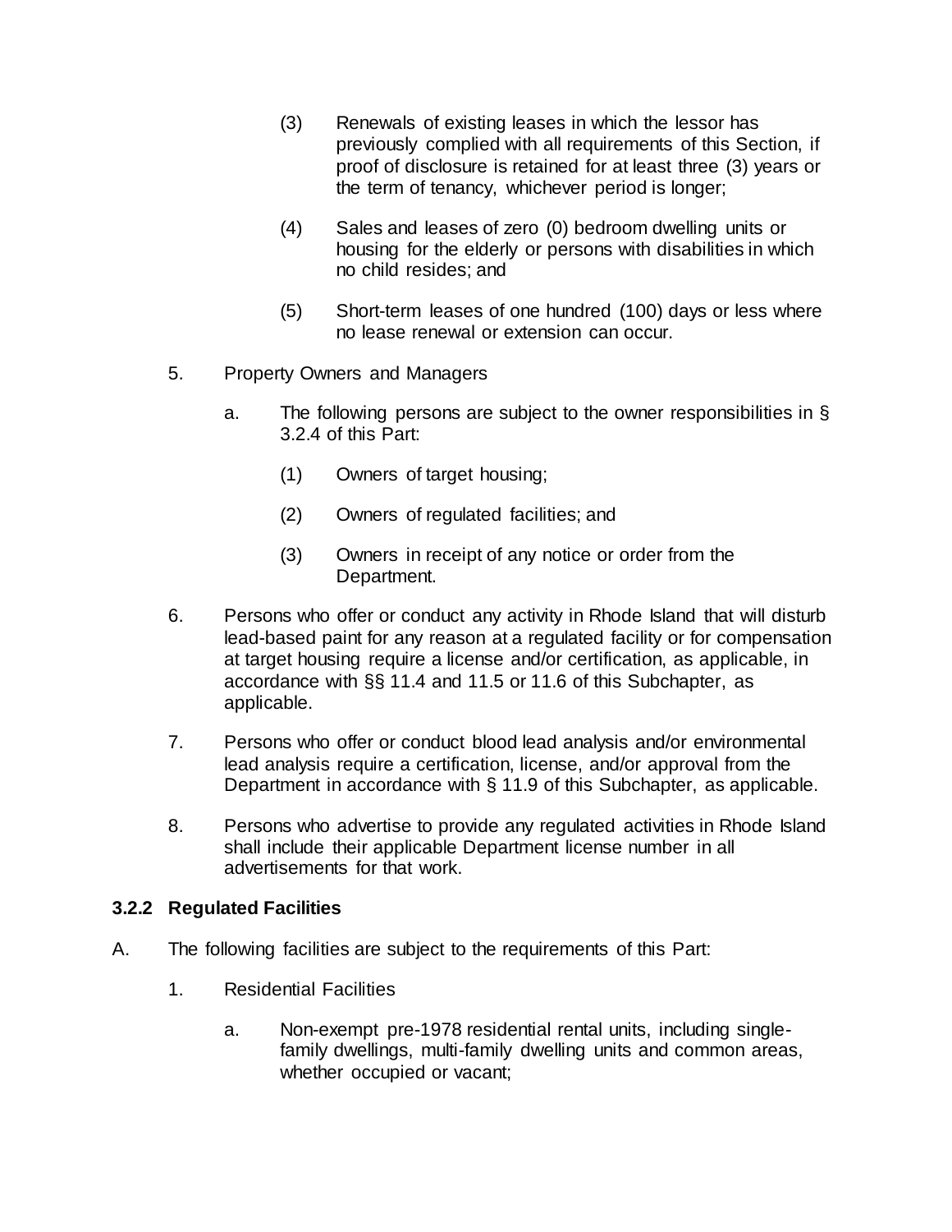(3) Renewals of existing leases in which the lessor has previously complied with all requirements of this Section, if proof of disclosure is retained for at least three (3) years or the term of tenancy, whichever period is longer;

(4) Sales and leases of zero (0) bedroom dwelling units or housing for the elderly or persons with disabilities in which no child resides; and

(5) Short-term leases of one hundred (100) days or less where no lease renewal or extension can occur.

5. Property Owners and Managers

   a. The following persons are subject to the owner responsibilities in § 3.2.4 of this Part:

      (1) Owners of target housing;

      (2) Owners of regulated facilities; and

      (3) Owners in receipt of any notice or order from the Department.

6. Persons who offer or conduct any activity in Rhode Island that will disturb lead-based paint for any reason at a regulated facility or for compensation at target housing require a license and/or certification, as applicable, in accordance with §§ 11.4 and 11.5 or 11.6 of this Subchapter, as applicable.

7. Persons who offer or conduct blood lead analysis and/or environmental lead analysis require a certification, license, and/or approval from the Department in accordance with § 11.9 of this Subchapter, as applicable.

8. Persons who advertise to provide any regulated activities in Rhode Island shall include their applicable Department license number in all advertisements for that work.

### 3.2.2 Regulated Facilities

A. The following facilities are subject to the requirements of this Part:

1. Residential Facilities

   a. Non-exempt pre-1978 residential rental units, including single-family dwellings, multi-family dwelling units and common areas, whether occupied or vacant;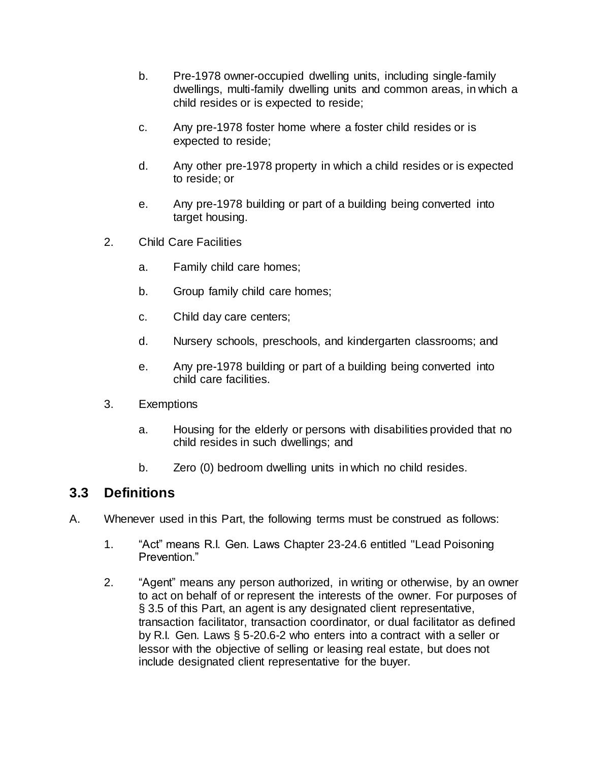b. Pre-1978 owner-occupied dwelling units, including single-family dwellings, multi-family dwelling units and common areas, in which a child resides or is expected to reside;

c. Any pre-1978 foster home where a foster child resides or is expected to reside;

d. Any other pre-1978 property in which a child resides or is expected to reside; or

e. Any pre-1978 building or part of a building being converted into target housing.

2. Child Care Facilities

a. Family child care homes;

b. Group family child care homes;

c. Child day care centers;

d. Nursery schools, preschools, and kindergarten classrooms; and

e. Any pre-1978 building or part of a building being converted into child care facilities.

3. Exemptions

a. Housing for the elderly or persons with disabilities provided that no child resides in such dwellings; and

b. Zero (0) bedroom dwelling units in which no child resides.

## 3.3 Definitions

A. Whenever used in this Part, the following terms must be construed as follows:

1. "Act" means R.I. Gen. Laws Chapter 23-24.6 entitled "Lead Poisoning Prevention."

2. "Agent" means any person authorized, in writing or otherwise, by an owner to act on behalf of or represent the interests of the owner. For purposes of § 3.5 of this Part, an agent is any designated client representative, transaction facilitator, transaction coordinator, or dual facilitator as defined by R.I. Gen. Laws § 5-20.6-2 who enters into a contract with a seller or lessor with the objective of selling or leasing real estate, but does not include designated client representative for the buyer.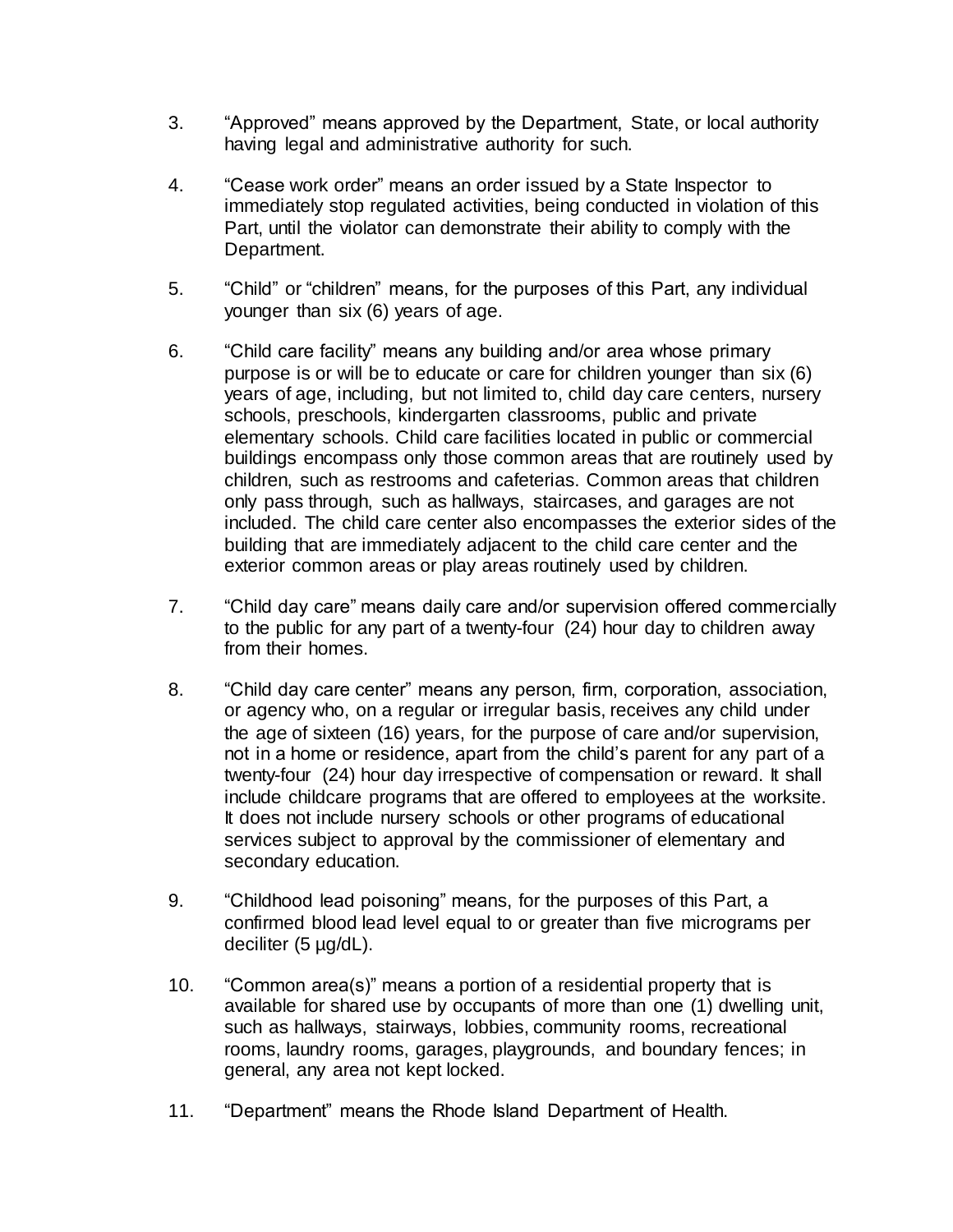3. “Approved” means approved by the Department, State, or local authority having legal and administrative authority for such.

4. “Cease work order” means an order issued by a State Inspector to immediately stop regulated activities, being conducted in violation of this Part, until the violator can demonstrate their ability to comply with the Department.

5. “Child” or “children” means, for the purposes of this Part, any individual younger than six (6) years of age.

6. “Child care facility” means any building and/or area whose primary purpose is or will be to educate or care for children younger than six (6) years of age, including, but not limited to, child day care centers, nursery schools, preschools, kindergarten classrooms, public and private elementary schools. Child care facilities located in public or commercial buildings encompass only those common areas that are routinely used by children, such as restrooms and cafeterias. Common areas that children only pass through, such as hallways, staircases, and garages are not included. The child care center also encompasses the exterior sides of the building that are immediately adjacent to the child care center and the exterior common areas or play areas routinely used by children.

7. “Child day care” means daily care and/or supervision offered commercially to the public for any part of a twenty-four (24) hour day to children away from their homes.

8. “Child day care center” means any person, firm, corporation, association, or agency who, on a regular or irregular basis, receives any child under the age of sixteen (16) years, for the purpose of care and/or supervision, not in a home or residence, apart from the child’s parent for any part of a twenty-four (24) hour day irrespective of compensation or reward. It shall include childcare programs that are offered to employees at the worksite. It does not include nursery schools or other programs of educational services subject to approval by the commissioner of elementary and secondary education.

9. “Childhood lead poisoning” means, for the purposes of this Part, a confirmed blood lead level equal to or greater than five micrograms per deciliter (5 µg/dL).

10. “Common area(s)” means a portion of a residential property that is available for shared use by occupants of more than one (1) dwelling unit, such as hallways, stairways, lobbies, community rooms, recreational rooms, laundry rooms, garages, playgrounds, and boundary fences; in general, any area not kept locked.

11. “Department” means the Rhode Island Department of Health.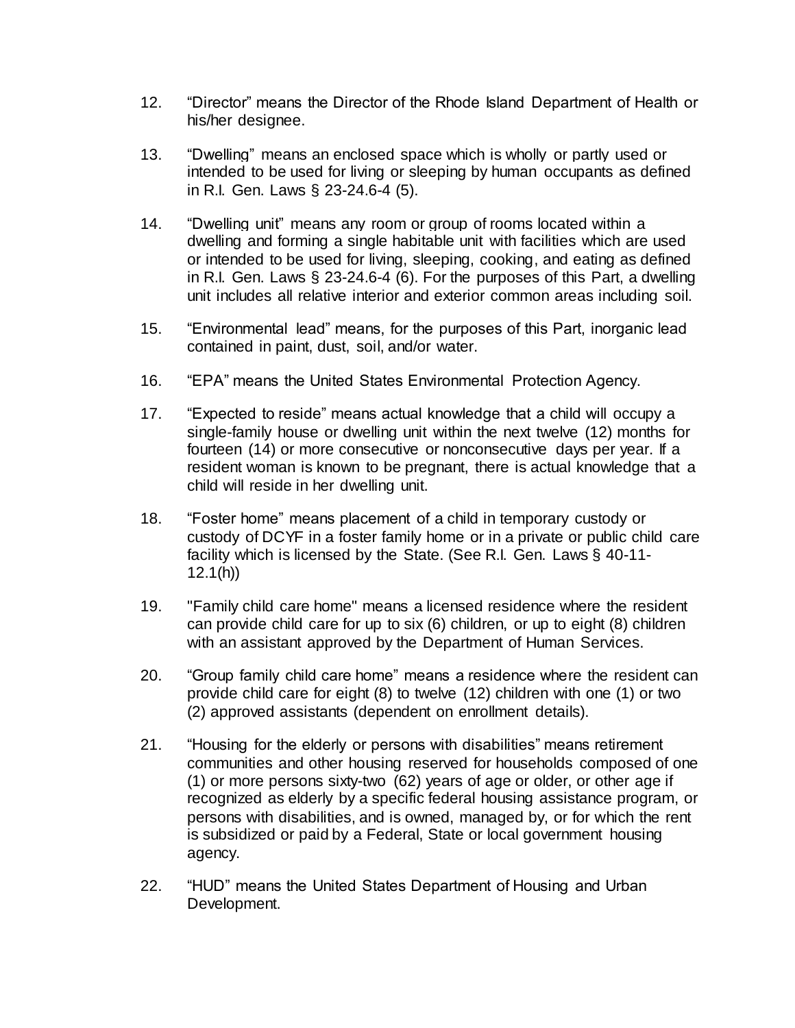12. “Director” means the Director of the Rhode Island Department of Health or his/her designee.

13. “Dwelling” means an enclosed space which is wholly or partly used or intended to be used for living or sleeping by human occupants as defined in R.I. Gen. Laws § 23-24.6-4 (5).

14. “Dwelling unit” means any room or group of rooms located within a dwelling and forming a single habitable unit with facilities which are used or intended to be used for living, sleeping, cooking, and eating as defined in R.I. Gen. Laws § 23-24.6-4 (6). For the purposes of this Part, a dwelling unit includes all relative interior and exterior common areas including soil.

15. “Environmental lead” means, for the purposes of this Part, inorganic lead contained in paint, dust, soil, and/or water.

16. “EPA” means the United States Environmental Protection Agency.

17. “Expected to reside” means actual knowledge that a child will occupy a single-family house or dwelling unit within the next twelve (12) months for fourteen (14) or more consecutive or nonconsecutive days per year. If a resident woman is known to be pregnant, there is actual knowledge that a child will reside in her dwelling unit.

18. “Foster home” means placement of a child in temporary custody or custody of DCYF in a foster family home or in a private or public child care facility which is licensed by the State. (See R.I. Gen. Laws § 40-11-12.1(h))

19. "Family child care home" means a licensed residence where the resident can provide child care for up to six (6) children, or up to eight (8) children with an assistant approved by the Department of Human Services.

20. “Group family child care home” means a residence where the resident can provide child care for eight (8) to twelve (12) children with one (1) or two (2) approved assistants (dependent on enrollment details).

21. “Housing for the elderly or persons with disabilities” means retirement communities and other housing reserved for households composed of one (1) or more persons sixty-two (62) years of age or older, or other age if recognized as elderly by a specific federal housing assistance program, or persons with disabilities, and is owned, managed by, or for which the rent is subsidized or paid by a Federal, State or local government housing agency.

22. “HUD” means the United States Department of Housing and Urban Development.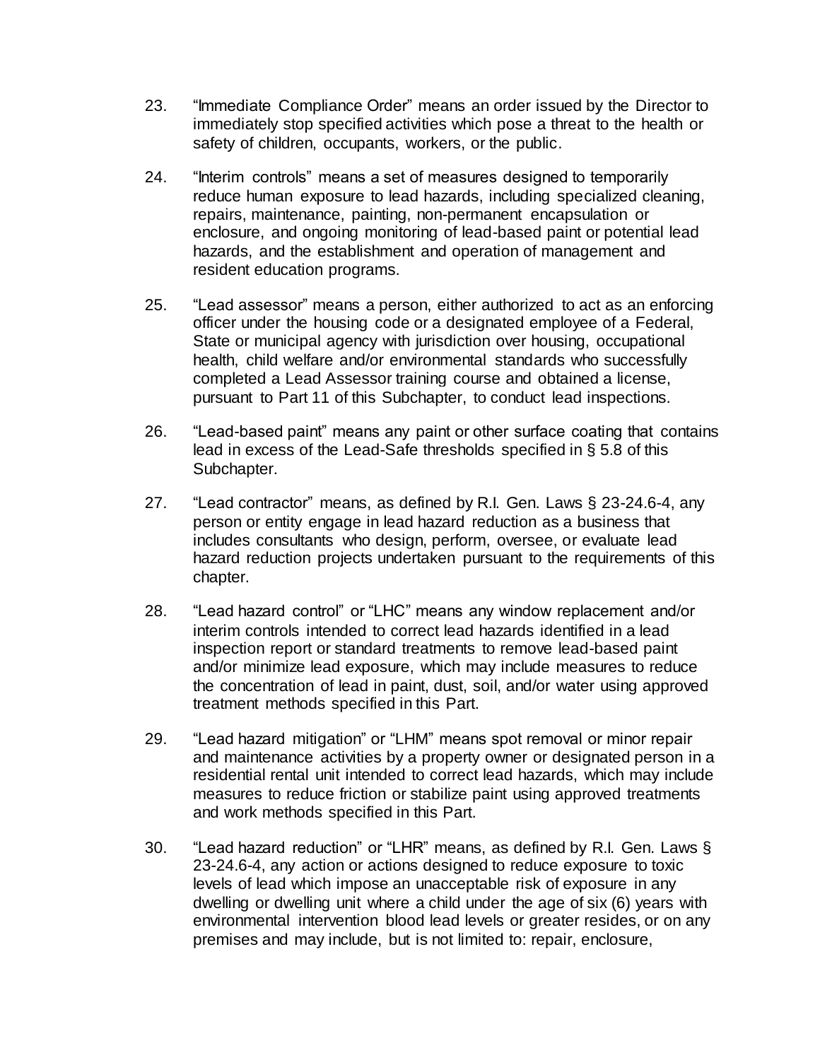23. "Immediate Compliance Order" means an order issued by the Director to immediately stop specified activities which pose a threat to the health or safety of children, occupants, workers, or the public.

24. "Interim controls" means a set of measures designed to temporarily reduce human exposure to lead hazards, including specialized cleaning, repairs, maintenance, painting, non-permanent encapsulation or enclosure, and ongoing monitoring of lead-based paint or potential lead hazards, and the establishment and operation of management and resident education programs.

25. "Lead assessor" means a person, either authorized to act as an enforcing officer under the housing code or a designated employee of a Federal, State or municipal agency with jurisdiction over housing, occupational health, child welfare and/or environmental standards who successfully completed a Lead Assessor training course and obtained a license, pursuant to Part 11 of this Subchapter, to conduct lead inspections.

26. "Lead-based paint" means any paint or other surface coating that contains lead in excess of the Lead-Safe thresholds specified in § 5.8 of this Subchapter.

27. "Lead contractor" means, as defined by R.I. Gen. Laws § 23-24.6-4, any person or entity engage in lead hazard reduction as a business that includes consultants who design, perform, oversee, or evaluate lead hazard reduction projects undertaken pursuant to the requirements of this chapter.

28. "Lead hazard control" or "LHC" means any window replacement and/or interim controls intended to correct lead hazards identified in a lead inspection report or standard treatments to remove lead-based paint and/or minimize lead exposure, which may include measures to reduce the concentration of lead in paint, dust, soil, and/or water using approved treatment methods specified in this Part.

29. "Lead hazard mitigation" or "LHM" means spot removal or minor repair and maintenance activities by a property owner or designated person in a residential rental unit intended to correct lead hazards, which may include measures to reduce friction or stabilize paint using approved treatments and work methods specified in this Part.

30. "Lead hazard reduction" or "LHR" means, as defined by R.I. Gen. Laws § 23-24.6-4, any action or actions designed to reduce exposure to toxic levels of lead which impose an unacceptable risk of exposure in any dwelling or dwelling unit where a child under the age of six (6) years with environmental intervention blood lead levels or greater resides, or on any premises and may include, but is not limited to: repair, enclosure,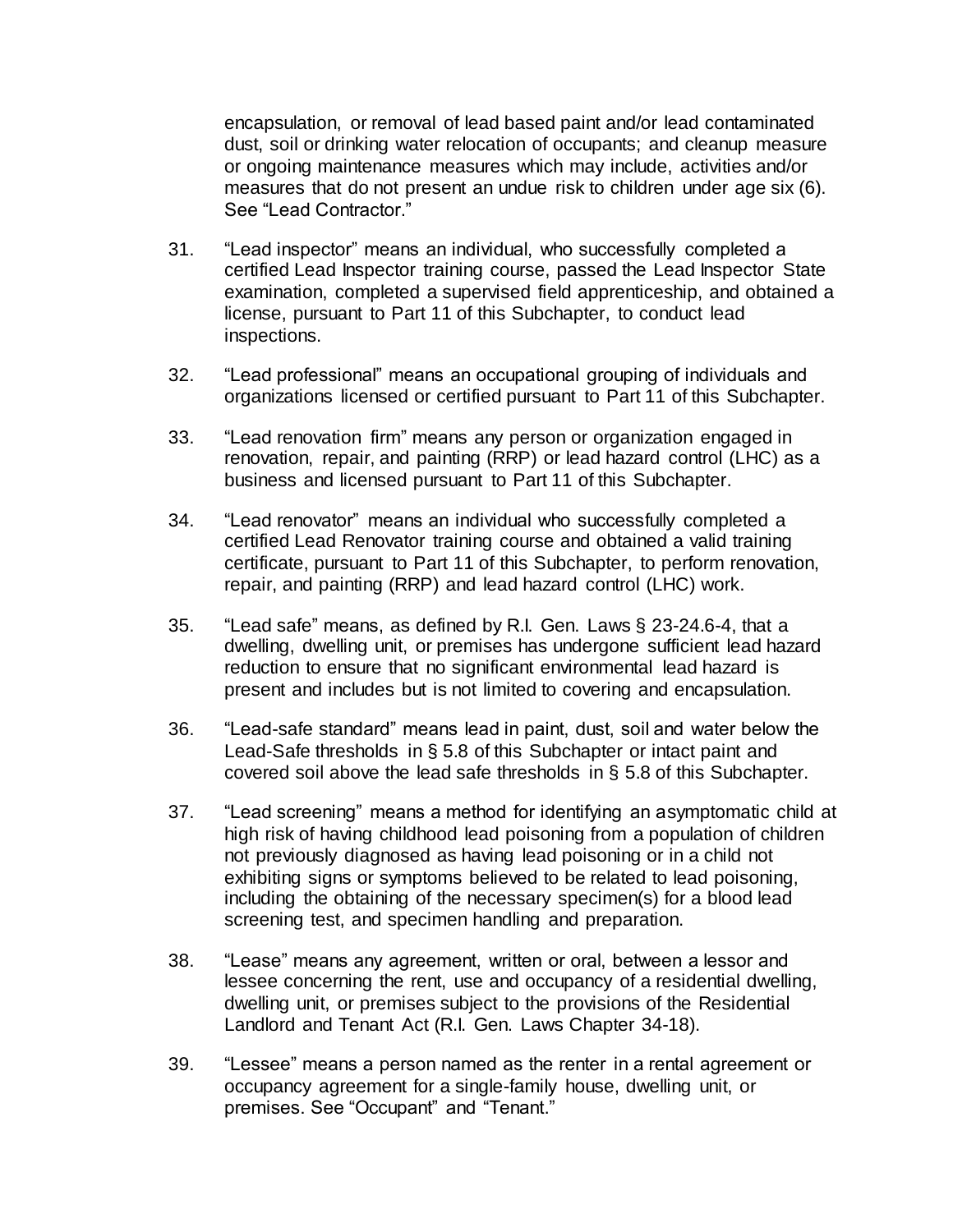encapsulation, or removal of lead based paint and/or lead contaminated dust, soil or drinking water relocation of occupants; and cleanup measure or ongoing maintenance measures which may include, activities and/or measures that do not present an undue risk to children under age six (6). See "Lead Contractor."

31. "Lead inspector" means an individual, who successfully completed a certified Lead Inspector training course, passed the Lead Inspector State examination, completed a supervised field apprenticeship, and obtained a license, pursuant to Part 11 of this Subchapter, to conduct lead inspections.

32. "Lead professional" means an occupational grouping of individuals and organizations licensed or certified pursuant to Part 11 of this Subchapter.

33. "Lead renovation firm" means any person or organization engaged in renovation, repair, and painting (RRP) or lead hazard control (LHC) as a business and licensed pursuant to Part 11 of this Subchapter.

34. "Lead renovator" means an individual who successfully completed a certified Lead Renovator training course and obtained a valid training certificate, pursuant to Part 11 of this Subchapter, to perform renovation, repair, and painting (RRP) and lead hazard control (LHC) work.

35. "Lead safe" means, as defined by R.I. Gen. Laws § 23-24.6-4, that a dwelling, dwelling unit, or premises has undergone sufficient lead hazard reduction to ensure that no significant environmental lead hazard is present and includes but is not limited to covering and encapsulation.

36. "Lead-safe standard" means lead in paint, dust, soil and water below the Lead-Safe thresholds in § 5.8 of this Subchapter or intact paint and covered soil above the lead safe thresholds in § 5.8 of this Subchapter.

37. "Lead screening" means a method for identifying an asymptomatic child at high risk of having childhood lead poisoning from a population of children not previously diagnosed as having lead poisoning or in a child not exhibiting signs or symptoms believed to be related to lead poisoning, including the obtaining of the necessary specimen(s) for a blood lead screening test, and specimen handling and preparation.

38. "Lease" means any agreement, written or oral, between a lessor and lessee concerning the rent, use and occupancy of a residential dwelling, dwelling unit, or premises subject to the provisions of the Residential Landlord and Tenant Act (R.I. Gen. Laws Chapter 34-18).

39. "Lessee" means a person named as the renter in a rental agreement or occupancy agreement for a single-family house, dwelling unit, or premises. See "Occupant" and "Tenant."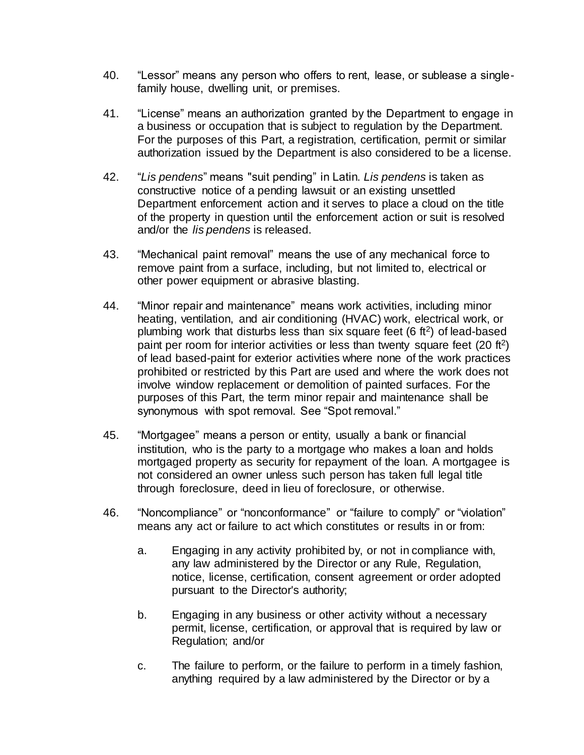40. "Lessor" means any person who offers to rent, lease, or sublease a single-family house, dwelling unit, or premises.

41. "License" means an authorization granted by the Department to engage in a business or occupation that is subject to regulation by the Department. For the purposes of this Part, a registration, certification, permit or similar authorization issued by the Department is also considered to be a license.

42. "*Lis pendens*" means "suit pending" in Latin. *Lis pendens* is taken as constructive notice of a pending lawsuit or an existing unsettled Department enforcement action and it serves to place a cloud on the title of the property in question until the enforcement action or suit is resolved and/or the *lis pendens* is released.

43. "Mechanical paint removal" means the use of any mechanical force to remove paint from a surface, including, but not limited to, electrical or other power equipment or abrasive blasting.

44. "Minor repair and maintenance" means work activities, including minor heating, ventilation, and air conditioning (HVAC) work, electrical work, or plumbing work that disturbs less than six square feet (6 $ft^2$) of lead-based paint per room for interior activities or less than twenty square feet (20 $ft^2$) of lead based-paint for exterior activities where none of the work practices prohibited or restricted by this Part are used and where the work does not involve window replacement or demolition of painted surfaces. For the purposes of this Part, the term minor repair and maintenance shall be synonymous with spot removal. See "Spot removal."

45. "Mortgagee" means a person or entity, usually a bank or financial institution, who is the party to a mortgage who makes a loan and holds mortgaged property as security for repayment of the loan. A mortgagee is not considered an owner unless such person has taken full legal title through foreclosure, deed in lieu of foreclosure, or otherwise.

46. "Noncompliance" or "nonconformance" or "failure to comply" or "violation" means any act or failure to act which constitutes or results in or from:

    a. Engaging in any activity prohibited by, or not in compliance with, any law administered by the Director or any Rule, Regulation, notice, license, certification, consent agreement or order adopted pursuant to the Director's authority;

    b. Engaging in any business or other activity without a necessary permit, license, certification, or approval that is required by law or Regulation; and/or

    c. The failure to perform, or the failure to perform in a timely fashion, anything required by a law administered by the Director or by a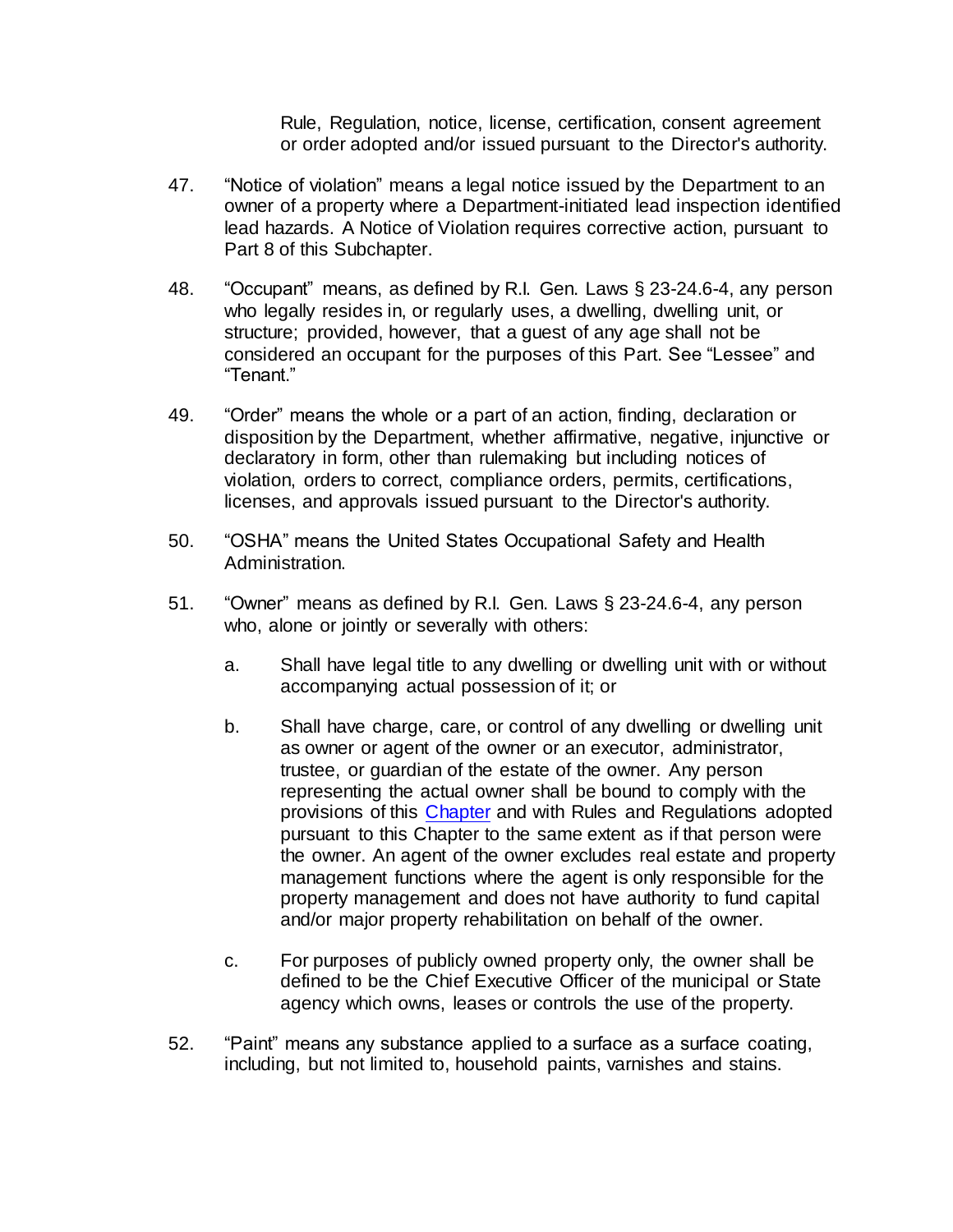Rule, Regulation, notice, license, certification, consent agreement or order adopted and/or issued pursuant to the Director's authority.

47. "Notice of violation" means a legal notice issued by the Department to an owner of a property where a Department-initiated lead inspection identified lead hazards. A Notice of Violation requires corrective action, pursuant to Part 8 of this Subchapter.

48. "Occupant" means, as defined by R.I. Gen. Laws § 23-24.6-4, any person who legally resides in, or regularly uses, a dwelling, dwelling unit, or structure; provided, however, that a guest of any age shall not be considered an occupant for the purposes of this Part. See "Lessee" and "Tenant."

49. "Order" means the whole or a part of an action, finding, declaration or disposition by the Department, whether affirmative, negative, injunctive or declaratory in form, other than rulemaking but including notices of violation, orders to correct, compliance orders, permits, certifications, licenses, and approvals issued pursuant to the Director's authority.

50. "OSHA" means the United States Occupational Safety and Health Administration.

51. "Owner" means as defined by R.I. Gen. Laws § 23-24.6-4, any person who, alone or jointly or severally with others:

    a. Shall have legal title to any dwelling or dwelling unit with or without accompanying actual possession of it; or

    b. Shall have charge, care, or control of any dwelling or dwelling unit as owner or agent of the owner or an executor, administrator, trustee, or guardian of the estate of the owner. Any person representing the actual owner shall be bound to comply with the provisions of this Chapter and with Rules and Regulations adopted pursuant to this Chapter to the same extent as if that person were the owner. An agent of the owner excludes real estate and property management functions where the agent is only responsible for the property management and does not have authority to fund capital and/or major property rehabilitation on behalf of the owner.

    c. For purposes of publicly owned property only, the owner shall be defined to be the Chief Executive Officer of the municipal or State agency which owns, leases or controls the use of the property.

52. "Paint" means any substance applied to a surface as a surface coating, including, but not limited to, household paints, varnishes and stains.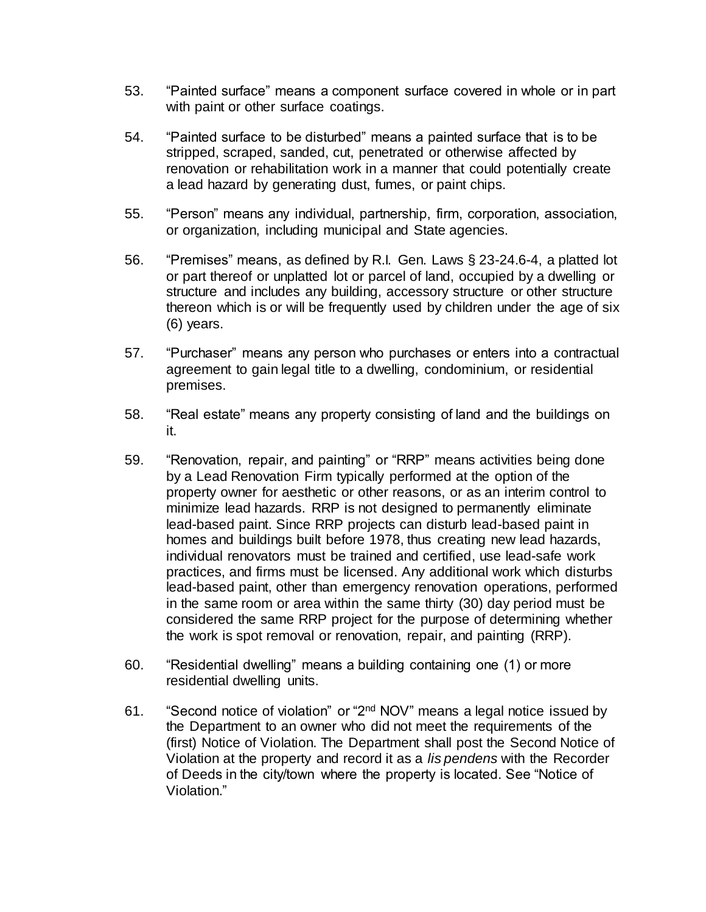53. "Painted surface" means a component surface covered in whole or in part with paint or other surface coatings.

54. "Painted surface to be disturbed" means a painted surface that is to be stripped, scraped, sanded, cut, penetrated or otherwise affected by renovation or rehabilitation work in a manner that could potentially create a lead hazard by generating dust, fumes, or paint chips.

55. "Person" means any individual, partnership, firm, corporation, association, or organization, including municipal and State agencies.

56. "Premises" means, as defined by R.I. Gen. Laws § 23-24.6-4, a platted lot or part thereof or unplatted lot or parcel of land, occupied by a dwelling or structure and includes any building, accessory structure or other structure thereon which is or will be frequently used by children under the age of six (6) years.

57. "Purchaser" means any person who purchases or enters into a contractual agreement to gain legal title to a dwelling, condominium, or residential premises.

58. "Real estate" means any property consisting of land and the buildings on it.

59. "Renovation, repair, and painting" or "RRP" means activities being done by a Lead Renovation Firm typically performed at the option of the property owner for aesthetic or other reasons, or as an interim control to minimize lead hazards. RRP is not designed to permanently eliminate lead-based paint. Since RRP projects can disturb lead-based paint in homes and buildings built before 1978, thus creating new lead hazards, individual renovators must be trained and certified, use lead-safe work practices, and firms must be licensed. Any additional work which disturbs lead-based paint, other than emergency renovation operations, performed in the same room or area within the same thirty (30) day period must be considered the same RRP project for the purpose of determining whether the work is spot removal or renovation, repair, and painting (RRP).

60. "Residential dwelling" means a building containing one (1) or more residential dwelling units.

61. "Second notice of violation" or "2nd NOV" means a legal notice issued by the Department to an owner who did not meet the requirements of the (first) Notice of Violation. The Department shall post the Second Notice of Violation at the property and record it as a *lis pendens* with the Recorder of Deeds in the city/town where the property is located. See "Notice of Violation."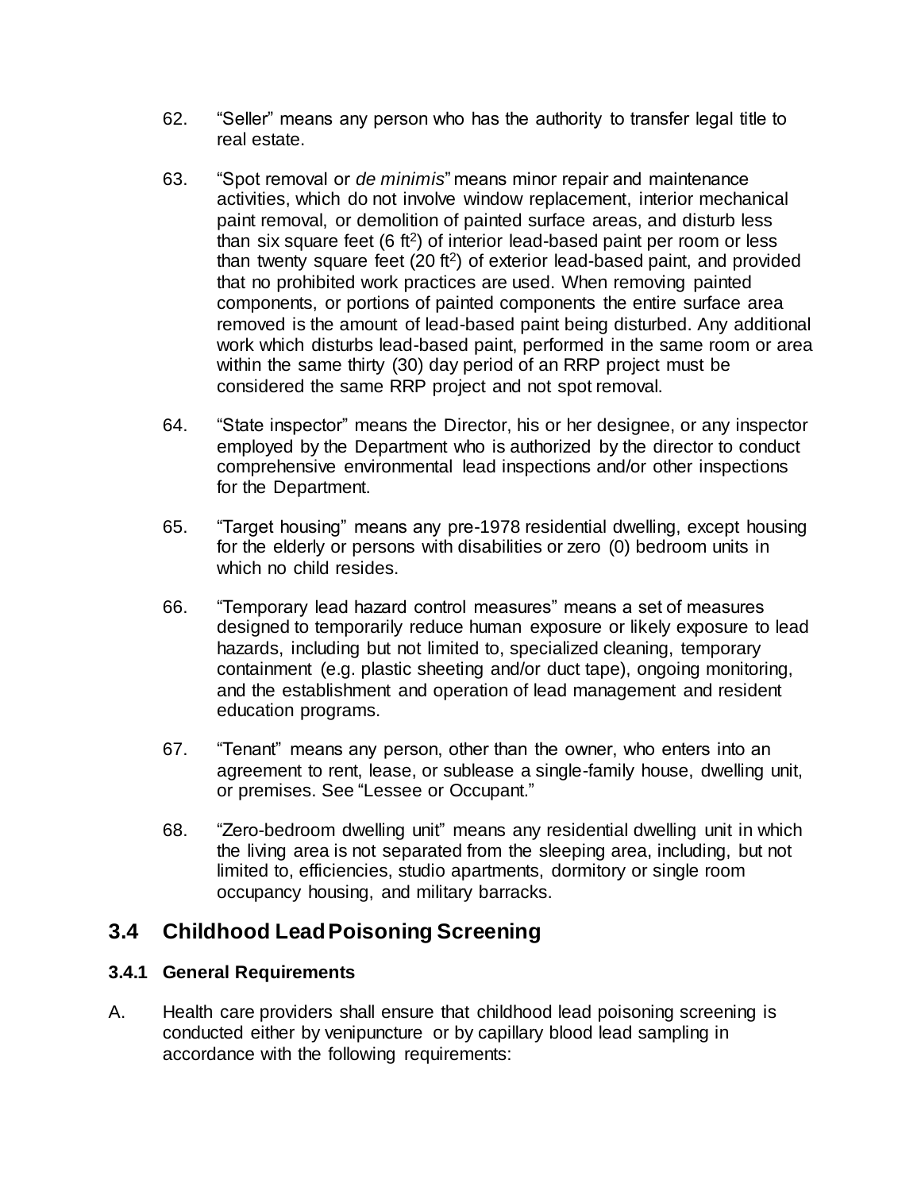62. "Seller" means any person who has the authority to transfer legal title to real estate.

63. "Spot removal or *de minimis*" means minor repair and maintenance activities, which do not involve window replacement, interior mechanical paint removal, or demolition of painted surface areas, and disturb less than six square feet (6 $ft^2$) of interior lead-based paint per room or less than twenty square feet (20 $ft^2$) of exterior lead-based paint, and provided that no prohibited work practices are used. When removing painted components, or portions of painted components the entire surface area removed is the amount of lead-based paint being disturbed. Any additional work which disturbs lead-based paint, performed in the same room or area within the same thirty (30) day period of an RRP project must be considered the same RRP project and not spot removal.

64. "State inspector" means the Director, his or her designee, or any inspector employed by the Department who is authorized by the director to conduct comprehensive environmental lead inspections and/or other inspections for the Department.

65. "Target housing" means any pre-1978 residential dwelling, except housing for the elderly or persons with disabilities or zero (0) bedroom units in which no child resides.

66. "Temporary lead hazard control measures" means a set of measures designed to temporarily reduce human exposure or likely exposure to lead hazards, including but not limited to, specialized cleaning, temporary containment (e.g. plastic sheeting and/or duct tape), ongoing monitoring, and the establishment and operation of lead management and resident education programs.

67. "Tenant" means any person, other than the owner, who enters into an agreement to rent, lease, or sublease a single-family house, dwelling unit, or premises. See "Lessee or Occupant."

68. "Zero-bedroom dwelling unit" means any residential dwelling unit in which the living area is not separated from the sleeping area, including, but not limited to, efficiencies, studio apartments, dormitory or single room occupancy housing, and military barracks.

## 3.4 Childhood Lead Poisoning Screening

### 3.4.1 General Requirements

A. Health care providers shall ensure that childhood lead poisoning screening is conducted either by venipuncture or by capillary blood lead sampling in accordance with the following requirements: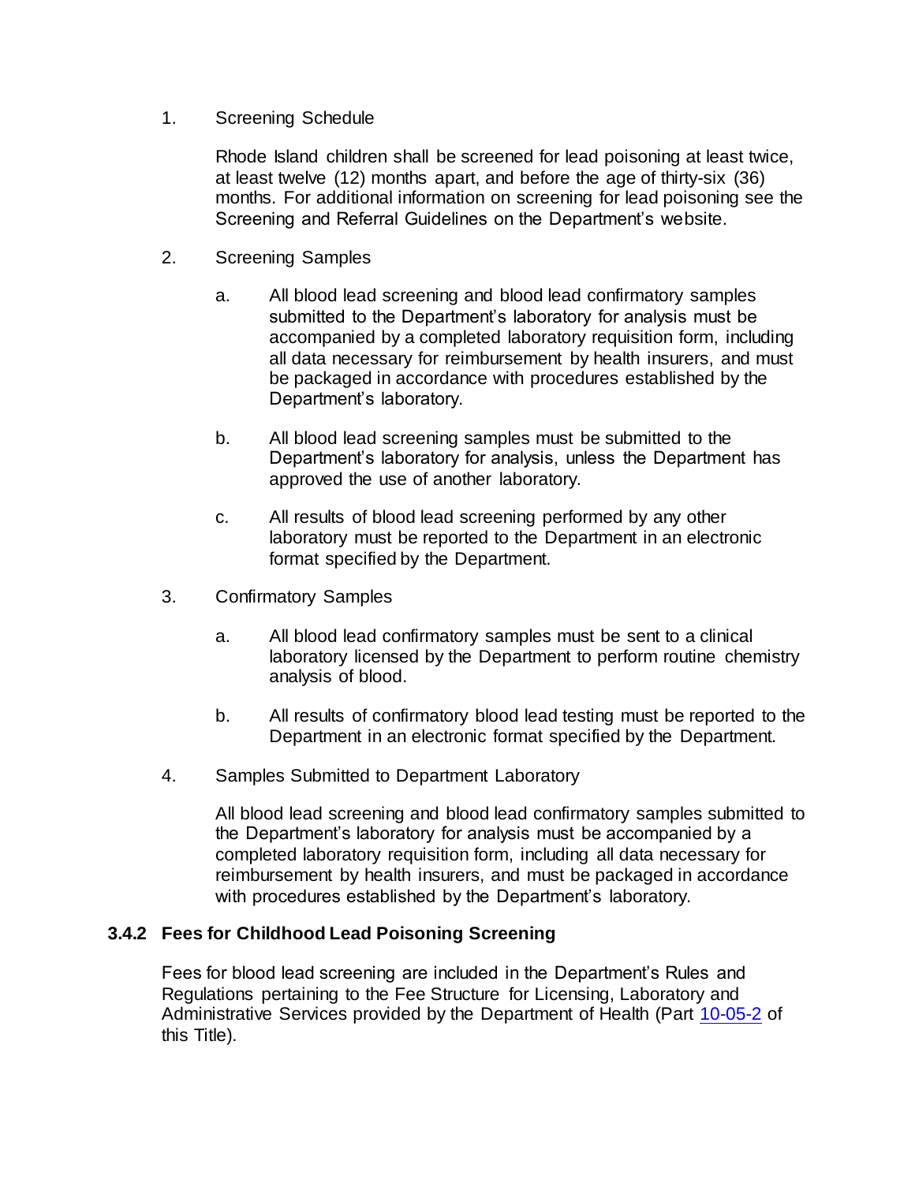1. Screening Schedule

   Rhode Island children shall be screened for lead poisoning at least twice, at least twelve (12) months apart, and before the age of thirty-six (36) months. For additional information on screening for lead poisoning see the Screening and Referral Guidelines on the Department's website.

2. Screening Samples

   a. All blood lead screening and blood lead confirmatory samples submitted to the Department's laboratory for analysis must be accompanied by a completed laboratory requisition form, including all data necessary for reimbursement by health insurers, and must be packaged in accordance with procedures established by the Department's laboratory.

   b. All blood lead screening samples must be submitted to the Department's laboratory for analysis, unless the Department has approved the use of another laboratory.

   c. All results of blood lead screening performed by any other laboratory must be reported to the Department in an electronic format specified by the Department.

3. Confirmatory Samples

   a. All blood lead confirmatory samples must be sent to a clinical laboratory licensed by the Department to perform routine chemistry analysis of blood.

   b. All results of confirmatory blood lead testing must be reported to the Department in an electronic format specified by the Department.

4. Samples Submitted to Department Laboratory

   All blood lead screening and blood lead confirmatory samples submitted to the Department's laboratory for analysis must be accompanied by a completed laboratory requisition form, including all data necessary for reimbursement by health insurers, and must be packaged in accordance with procedures established by the Department's laboratory.

### 3.4.2 Fees for Childhood Lead Poisoning Screening

Fees for blood lead screening are included in the Department's Rules and Regulations pertaining to the Fee Structure for Licensing, Laboratory and Administrative Services provided by the Department of Health (Part 10-05-2 of this Title).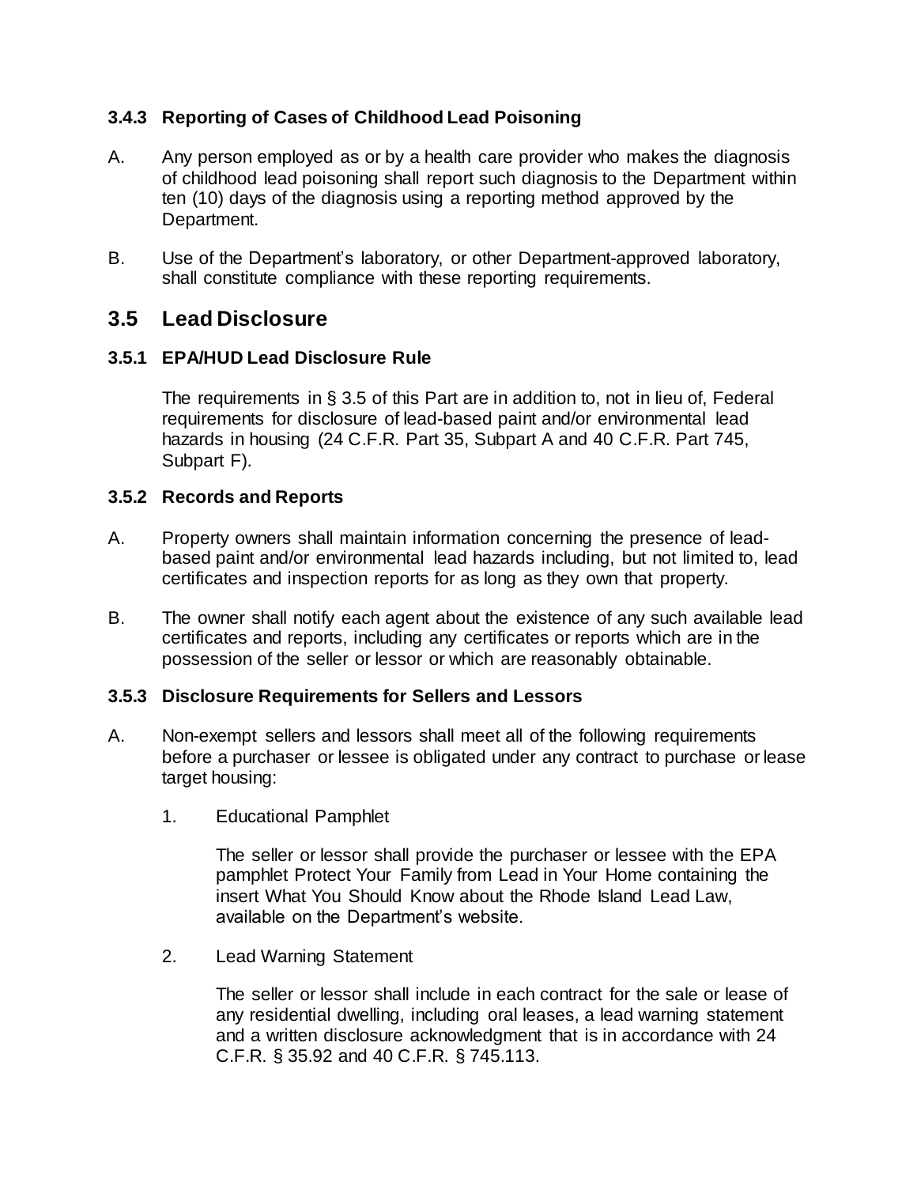### 3.4.3 Reporting of Cases of Childhood Lead Poisoning

A. Any person employed as or by a health care provider who makes the diagnosis of childhood lead poisoning shall report such diagnosis to the Department within ten (10) days of the diagnosis using a reporting method approved by the Department.

B. Use of the Department's laboratory, or other Department-approved laboratory, shall constitute compliance with these reporting requirements.

## 3.5 Lead Disclosure

### 3.5.1 EPA/HUD Lead Disclosure Rule

The requirements in § 3.5 of this Part are in addition to, not in lieu of, Federal requirements for disclosure of lead-based paint and/or environmental lead hazards in housing (24 C.F.R. Part 35, Subpart A and 40 C.F.R. Part 745, Subpart F).

### 3.5.2 Records and Reports

A. Property owners shall maintain information concerning the presence of lead-based paint and/or environmental lead hazards including, but not limited to, lead certificates and inspection reports for as long as they own that property.

B. The owner shall notify each agent about the existence of any such available lead certificates and reports, including any certificates or reports which are in the possession of the seller or lessor or which are reasonably obtainable.

### 3.5.3 Disclosure Requirements for Sellers and Lessors

A. Non-exempt sellers and lessors shall meet all of the following requirements before a purchaser or lessee is obligated under any contract to purchase or lease target housing:

1. Educational Pamphlet

   The seller or lessor shall provide the purchaser or lessee with the EPA pamphlet Protect Your Family from Lead in Your Home containing the insert What You Should Know about the Rhode Island Lead Law, available on the Department's website.

2. Lead Warning Statement

   The seller or lessor shall include in each contract for the sale or lease of any residential dwelling, including oral leases, a lead warning statement and a written disclosure acknowledgment that is in accordance with 24 C.F.R. § 35.92 and 40 C.F.R. § 745.113.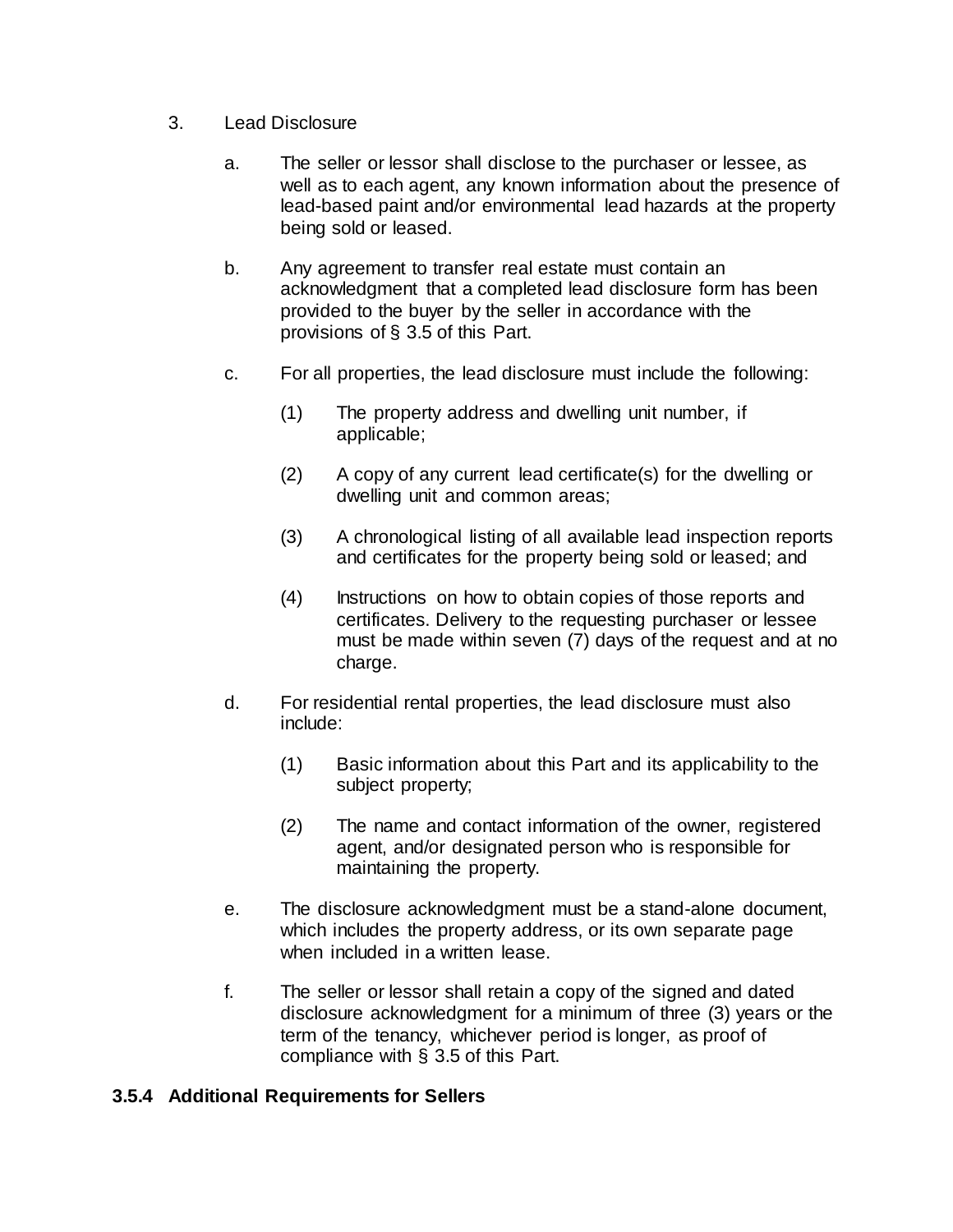3. Lead Disclosure

   a. The seller or lessor shall disclose to the purchaser or lessee, as well as to each agent, any known information about the presence of lead-based paint and/or environmental lead hazards at the property being sold or leased.

   b. Any agreement to transfer real estate must contain an acknowledgment that a completed lead disclosure form has been provided to the buyer by the seller in accordance with the provisions of § 3.5 of this Part.

   c. For all properties, the lead disclosure must include the following:

      (1) The property address and dwelling unit number, if applicable;

      (2) A copy of any current lead certificate(s) for the dwelling or dwelling unit and common areas;

      (3) A chronological listing of all available lead inspection reports and certificates for the property being sold or leased; and

      (4) Instructions on how to obtain copies of those reports and certificates. Delivery to the requesting purchaser or lessee must be made within seven (7) days of the request and at no charge.

   d. For residential rental properties, the lead disclosure must also include:

      (1) Basic information about this Part and its applicability to the subject property;

      (2) The name and contact information of the owner, registered agent, and/or designated person who is responsible for maintaining the property.

   e. The disclosure acknowledgment must be a stand-alone document, which includes the property address, or its own separate page when included in a written lease.

   f. The seller or lessor shall retain a copy of the signed and dated disclosure acknowledgment for a minimum of three (3) years or the term of the tenancy, whichever period is longer, as proof of compliance with § 3.5 of this Part.

### 3.5.4 Additional Requirements for Sellers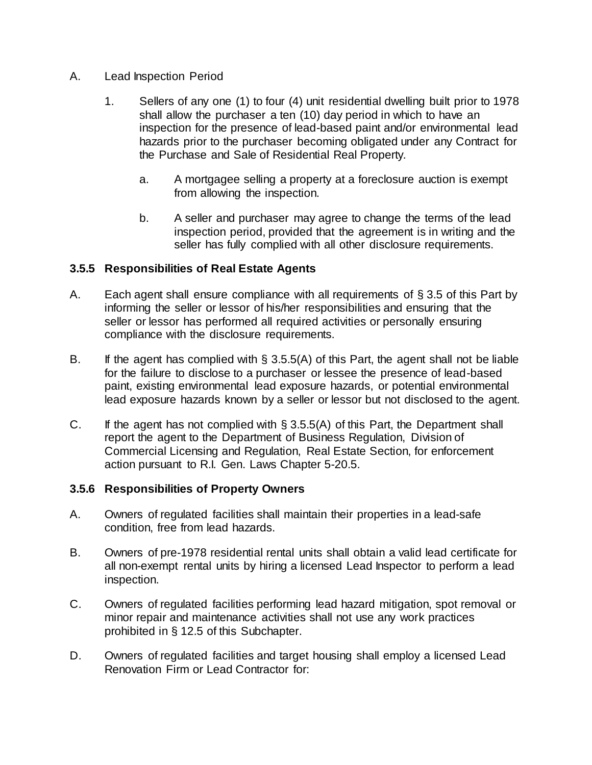A. Lead Inspection Period

1. Sellers of any one (1) to four (4) unit residential dwelling built prior to 1978 shall allow the purchaser a ten (10) day period in which to have an inspection for the presence of lead-based paint and/or environmental lead hazards prior to the purchaser becoming obligated under any Contract for the Purchase and Sale of Residential Real Property.

   a. A mortgagee selling a property at a foreclosure auction is exempt from allowing the inspection.

   b. A seller and purchaser may agree to change the terms of the lead inspection period, provided that the agreement is in writing and the seller has fully complied with all other disclosure requirements.

### 3.5.5 Responsibilities of Real Estate Agents

A. Each agent shall ensure compliance with all requirements of § 3.5 of this Part by informing the seller or lessor of his/her responsibilities and ensuring that the seller or lessor has performed all required activities or personally ensuring compliance with the disclosure requirements.

B. If the agent has complied with § 3.5.5(A) of this Part, the agent shall not be liable for the failure to disclose to a purchaser or lessee the presence of lead-based paint, existing environmental lead exposure hazards, or potential environmental lead exposure hazards known by a seller or lessor but not disclosed to the agent.

C. If the agent has not complied with § 3.5.5(A) of this Part, the Department shall report the agent to the Department of Business Regulation, Division of Commercial Licensing and Regulation, Real Estate Section, for enforcement action pursuant to R.I. Gen. Laws Chapter 5-20.5.

### 3.5.6 Responsibilities of Property Owners

A. Owners of regulated facilities shall maintain their properties in a lead-safe condition, free from lead hazards.

B. Owners of pre-1978 residential rental units shall obtain a valid lead certificate for all non-exempt rental units by hiring a licensed Lead Inspector to perform a lead inspection.

C. Owners of regulated facilities performing lead hazard mitigation, spot removal or minor repair and maintenance activities shall not use any work practices prohibited in § 12.5 of this Subchapter.

D. Owners of regulated facilities and target housing shall employ a licensed Lead Renovation Firm or Lead Contractor for: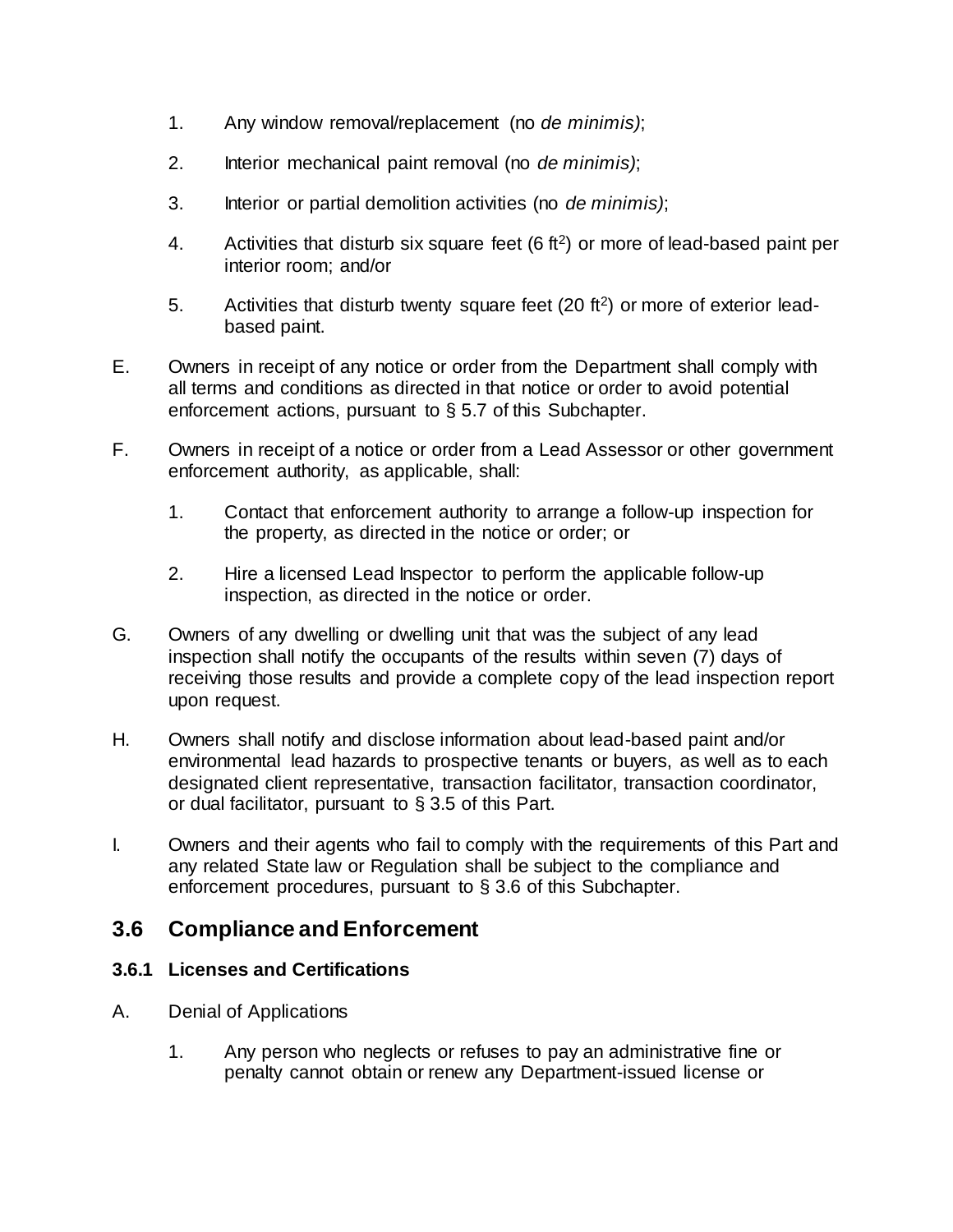1. Any window removal/replacement (no *de minimis)*;

2. Interior mechanical paint removal (no *de minimis)*;

3. Interior or partial demolition activities (no *de minimis)*;

4. Activities that disturb six square feet (6 $ft^2$) or more of lead-based paint per interior room; and/or

5. Activities that disturb twenty square feet (20 $ft^2$) or more of exterior lead-based paint.

E. Owners in receipt of any notice or order from the Department shall comply with all terms and conditions as directed in that notice or order to avoid potential enforcement actions, pursuant to § 5.7 of this Subchapter.

F. Owners in receipt of a notice or order from a Lead Assessor or other government enforcement authority, as applicable, shall:

1. Contact that enforcement authority to arrange a follow-up inspection for the property, as directed in the notice or order; or

2. Hire a licensed Lead Inspector to perform the applicable follow-up inspection, as directed in the notice or order.

G. Owners of any dwelling or dwelling unit that was the subject of any lead inspection shall notify the occupants of the results within seven (7) days of receiving those results and provide a complete copy of the lead inspection report upon request.

H. Owners shall notify and disclose information about lead-based paint and/or environmental lead hazards to prospective tenants or buyers, as well as to each designated client representative, transaction facilitator, transaction coordinator, or dual facilitator, pursuant to § 3.5 of this Part.

I. Owners and their agents who fail to comply with the requirements of this Part and any related State law or Regulation shall be subject to the compliance and enforcement procedures, pursuant to § 3.6 of this Subchapter.

## 3.6 Compliance and Enforcement

### 3.6.1 Licenses and Certifications

A. Denial of Applications

1. Any person who neglects or refuses to pay an administrative fine or penalty cannot obtain or renew any Department-issued license or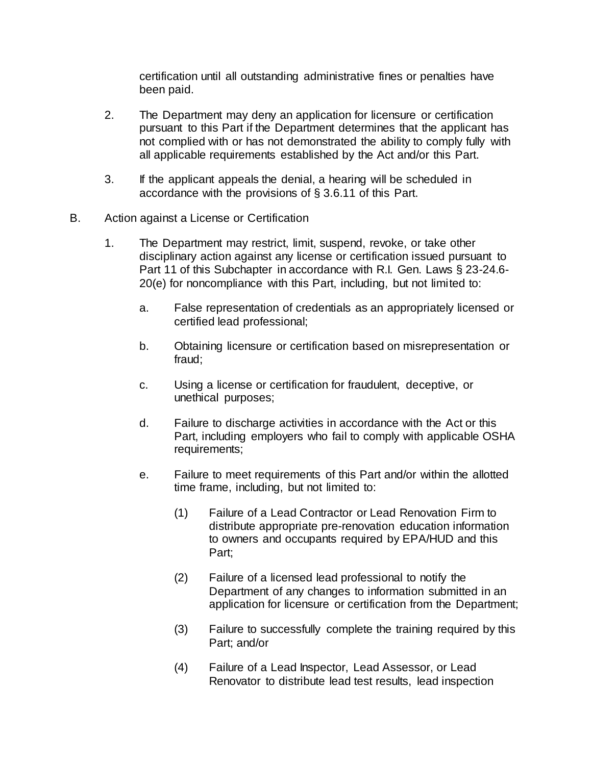certification until all outstanding administrative fines or penalties have been paid.

2. The Department may deny an application for licensure or certification pursuant to this Part if the Department determines that the applicant has not complied with or has not demonstrated the ability to comply fully with all applicable requirements established by the Act and/or this Part.

3. If the applicant appeals the denial, a hearing will be scheduled in accordance with the provisions of § 3.6.11 of this Part.

B. Action against a License or Certification

1. The Department may restrict, limit, suspend, revoke, or take other disciplinary action against any license or certification issued pursuant to Part 11 of this Subchapter in accordance with R.I. Gen. Laws § 23-24.6-20(e) for noncompliance with this Part, including, but not limited to:

   a. False representation of credentials as an appropriately licensed or certified lead professional;

   b. Obtaining licensure or certification based on misrepresentation or fraud;

   c. Using a license or certification for fraudulent, deceptive, or unethical purposes;

   d. Failure to discharge activities in accordance with the Act or this Part, including employers who fail to comply with applicable OSHA requirements;

   e. Failure to meet requirements of this Part and/or within the allotted time frame, including, but not limited to:

      (1) Failure of a Lead Contractor or Lead Renovation Firm to distribute appropriate pre-renovation education information to owners and occupants required by EPA/HUD and this Part;

      (2) Failure of a licensed lead professional to notify the Department of any changes to information submitted in an application for licensure or certification from the Department;

      (3) Failure to successfully complete the training required by this Part; and/or

      (4) Failure of a Lead Inspector, Lead Assessor, or Lead Renovator to distribute lead test results, lead inspection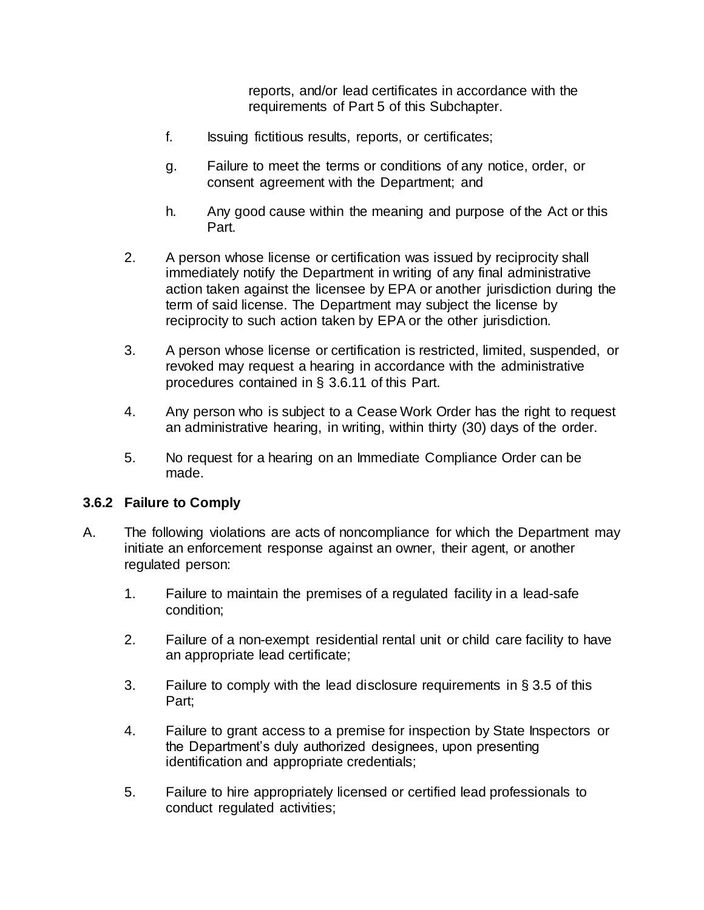reports, and/or lead certificates in accordance with the requirements of Part 5 of this Subchapter.

f. Issuing fictitious results, reports, or certificates;

g. Failure to meet the terms or conditions of any notice, order, or consent agreement with the Department; and

h. Any good cause within the meaning and purpose of the Act or this Part.

2. A person whose license or certification was issued by reciprocity shall immediately notify the Department in writing of any final administrative action taken against the licensee by EPA or another jurisdiction during the term of said license. The Department may subject the license by reciprocity to such action taken by EPA or the other jurisdiction.

3. A person whose license or certification is restricted, limited, suspended, or revoked may request a hearing in accordance with the administrative procedures contained in § 3.6.11 of this Part.

4. Any person who is subject to a Cease Work Order has the right to request an administrative hearing, in writing, within thirty (30) days of the order.

5. No request for a hearing on an Immediate Compliance Order can be made.

### 3.6.2 Failure to Comply

A. The following violations are acts of noncompliance for which the Department may initiate an enforcement response against an owner, their agent, or another regulated person:

1. Failure to maintain the premises of a regulated facility in a lead-safe condition;

2. Failure of a non-exempt residential rental unit or child care facility to have an appropriate lead certificate;

3. Failure to comply with the lead disclosure requirements in § 3.5 of this Part;

4. Failure to grant access to a premise for inspection by State Inspectors or the Department's duly authorized designees, upon presenting identification and appropriate credentials;

5. Failure to hire appropriately licensed or certified lead professionals to conduct regulated activities;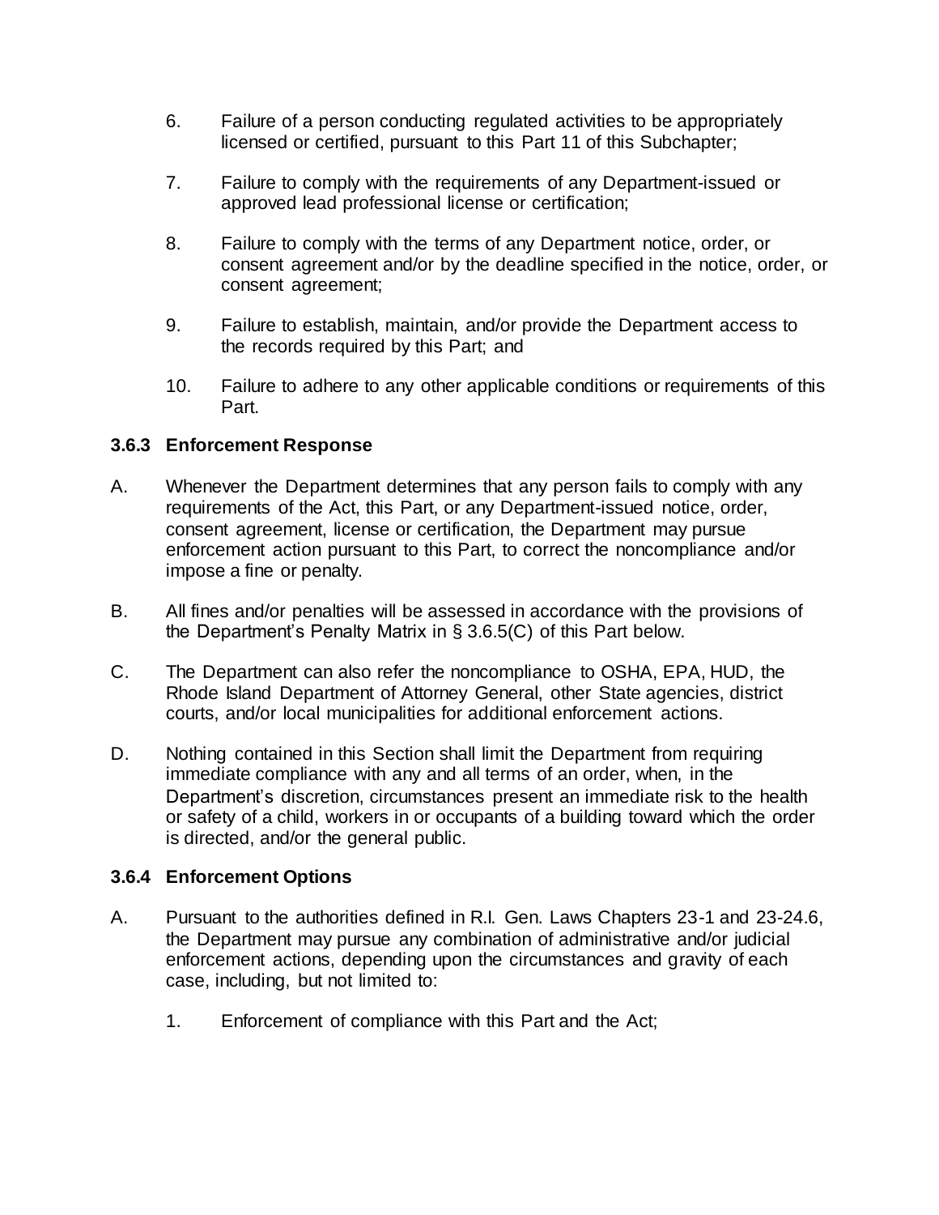6. Failure of a person conducting regulated activities to be appropriately licensed or certified, pursuant to this Part 11 of this Subchapter;

7. Failure to comply with the requirements of any Department-issued or approved lead professional license or certification;

8. Failure to comply with the terms of any Department notice, order, or consent agreement and/or by the deadline specified in the notice, order, or consent agreement;

9. Failure to establish, maintain, and/or provide the Department access to the records required by this Part; and

10. Failure to adhere to any other applicable conditions or requirements of this Part.

### 3.6.3 Enforcement Response

A. Whenever the Department determines that any person fails to comply with any requirements of the Act, this Part, or any Department-issued notice, order, consent agreement, license or certification, the Department may pursue enforcement action pursuant to this Part, to correct the noncompliance and/or impose a fine or penalty.

B. All fines and/or penalties will be assessed in accordance with the provisions of the Department's Penalty Matrix in § 3.6.5(C) of this Part below.

C. The Department can also refer the noncompliance to OSHA, EPA, HUD, the Rhode Island Department of Attorney General, other State agencies, district courts, and/or local municipalities for additional enforcement actions.

D. Nothing contained in this Section shall limit the Department from requiring immediate compliance with any and all terms of an order, when, in the Department's discretion, circumstances present an immediate risk to the health or safety of a child, workers in or occupants of a building toward which the order is directed, and/or the general public.

### 3.6.4 Enforcement Options

A. Pursuant to the authorities defined in R.I. Gen. Laws Chapters 23-1 and 23-24.6, the Department may pursue any combination of administrative and/or judicial enforcement actions, depending upon the circumstances and gravity of each case, including, but not limited to:

   1. Enforcement of compliance with this Part and the Act;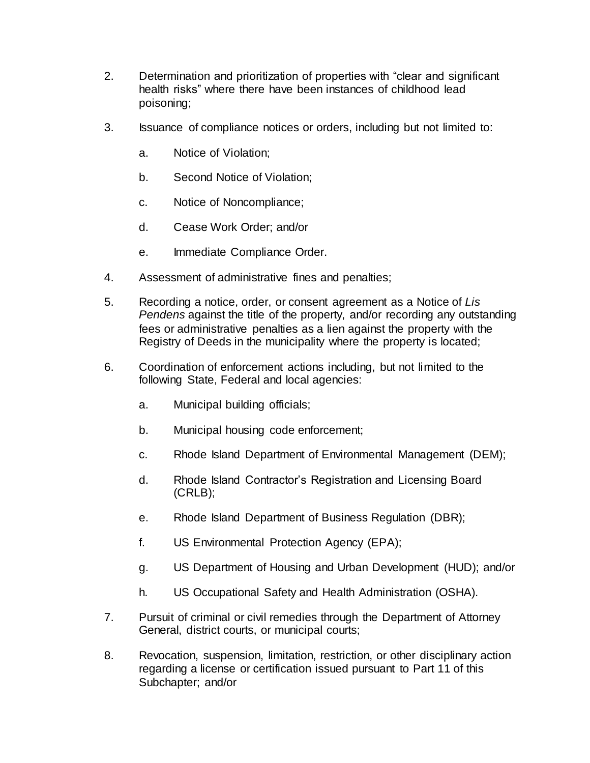2. Determination and prioritization of properties with “clear and significant health risks” where there have been instances of childhood lead poisoning;

3. Issuance of compliance notices or orders, including but not limited to:

   a. Notice of Violation;

   b. Second Notice of Violation;

   c. Notice of Noncompliance;

   d. Cease Work Order; and/or

   e. Immediate Compliance Order.

4. Assessment of administrative fines and penalties;

5. Recording a notice, order, or consent agreement as a Notice of *Lis Pendens* against the title of the property, and/or recording any outstanding fees or administrative penalties as a lien against the property with the Registry of Deeds in the municipality where the property is located;

6. Coordination of enforcement actions including, but not limited to the following State, Federal and local agencies:

   a. Municipal building officials;

   b. Municipal housing code enforcement;

   c. Rhode Island Department of Environmental Management (DEM);

   d. Rhode Island Contractor’s Registration and Licensing Board (CRLB);

   e. Rhode Island Department of Business Regulation (DBR);

   f. US Environmental Protection Agency (EPA);

   g. US Department of Housing and Urban Development (HUD); and/or

   h. US Occupational Safety and Health Administration (OSHA).

7. Pursuit of criminal or civil remedies through the Department of Attorney General, district courts, or municipal courts;

8. Revocation, suspension, limitation, restriction, or other disciplinary action regarding a license or certification issued pursuant to Part 11 of this Subchapter; and/or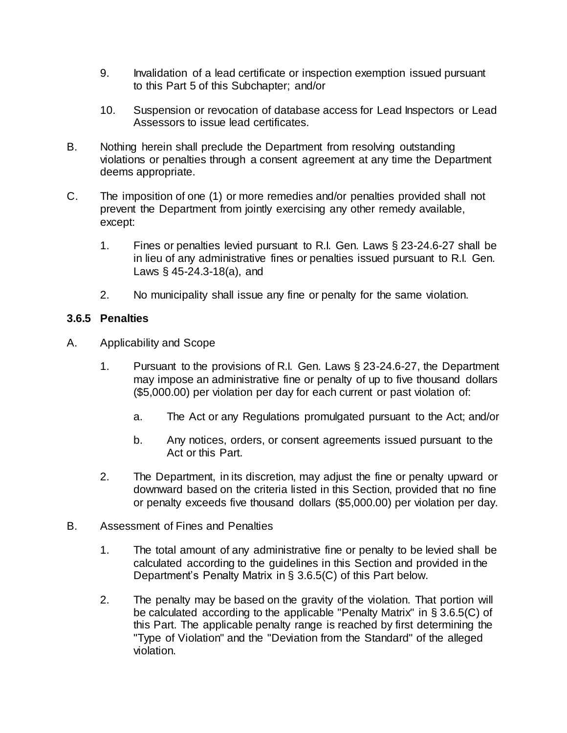9. Invalidation of a lead certificate or inspection exemption issued pursuant to this Part 5 of this Subchapter; and/or

10. Suspension or revocation of database access for Lead Inspectors or Lead Assessors to issue lead certificates.

B. Nothing herein shall preclude the Department from resolving outstanding violations or penalties through a consent agreement at any time the Department deems appropriate.

C. The imposition of one (1) or more remedies and/or penalties provided shall not prevent the Department from jointly exercising any other remedy available, except:

1. Fines or penalties levied pursuant to R.I. Gen. Laws § 23-24.6-27 shall be in lieu of any administrative fines or penalties issued pursuant to R.I. Gen. Laws § 45-24.3-18(a), and

2. No municipality shall issue any fine or penalty for the same violation.

### 3.6.5 Penalties

A. Applicability and Scope

1. Pursuant to the provisions of R.I. Gen. Laws § 23-24.6-27, the Department may impose an administrative fine or penalty of up to five thousand dollars ($5,000.00) per violation per day for each current or past violation of:

   a. The Act or any Regulations promulgated pursuant to the Act; and/or

   b. Any notices, orders, or consent agreements issued pursuant to the Act or this Part.

2. The Department, in its discretion, may adjust the fine or penalty upward or downward based on the criteria listed in this Section, provided that no fine or penalty exceeds five thousand dollars ($5,000.00) per violation per day.

B. Assessment of Fines and Penalties

1. The total amount of any administrative fine or penalty to be levied shall be calculated according to the guidelines in this Section and provided in the Department's Penalty Matrix in § 3.6.5(C) of this Part below.

2. The penalty may be based on the gravity of the violation. That portion will be calculated according to the applicable "Penalty Matrix" in § 3.6.5(C) of this Part. The applicable penalty range is reached by first determining the "Type of Violation" and the "Deviation from the Standard" of the alleged violation.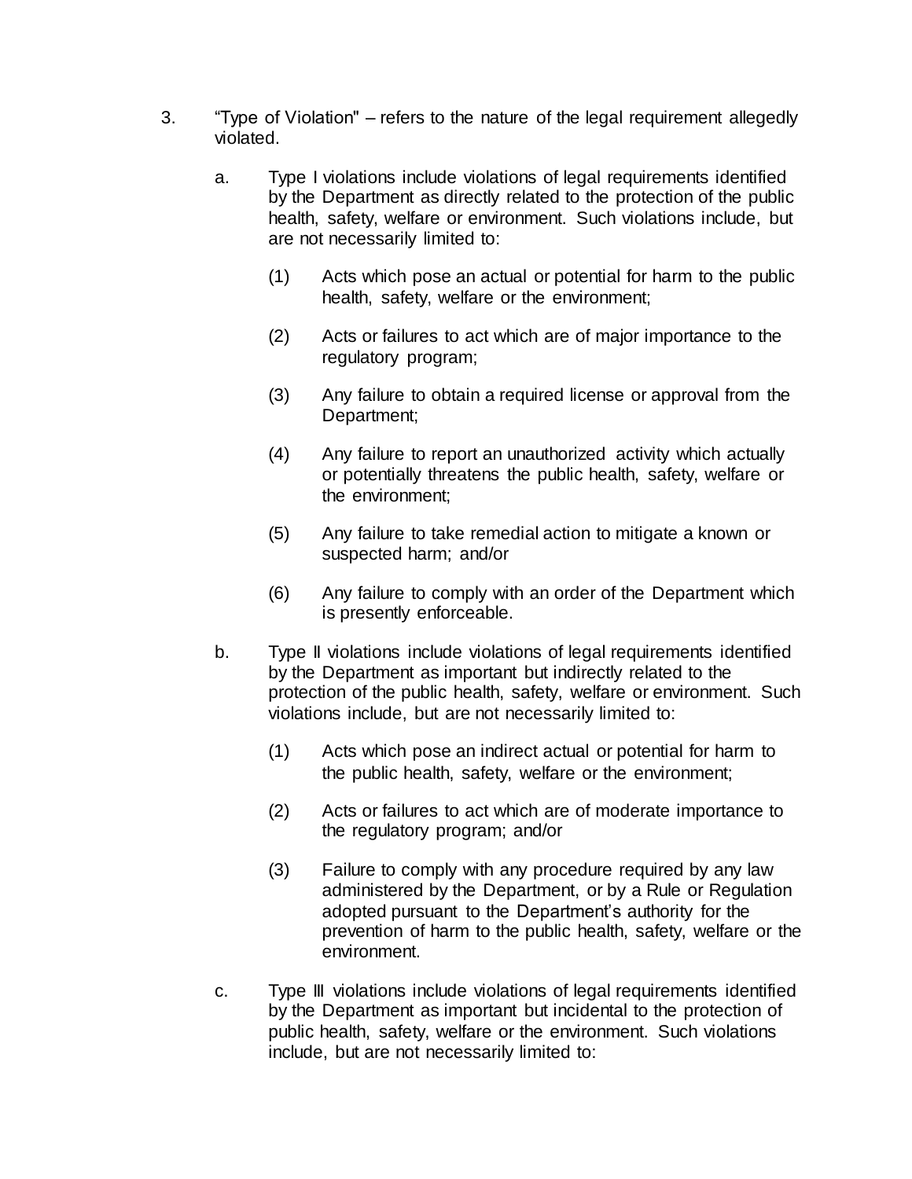3. "Type of Violation" – refers to the nature of the legal requirement allegedly violated.

   a. Type I violations include violations of legal requirements identified by the Department as directly related to the protection of the public health, safety, welfare or environment. Such violations include, but are not necessarily limited to:

      (1) Acts which pose an actual or potential for harm to the public health, safety, welfare or the environment;

      (2) Acts or failures to act which are of major importance to the regulatory program;

      (3) Any failure to obtain a required license or approval from the Department;

      (4) Any failure to report an unauthorized activity which actually or potentially threatens the public health, safety, welfare or the environment;

      (5) Any failure to take remedial action to mitigate a known or suspected harm; and/or

      (6) Any failure to comply with an order of the Department which is presently enforceable.

   b. Type II violations include violations of legal requirements identified by the Department as important but indirectly related to the protection of the public health, safety, welfare or environment. Such violations include, but are not necessarily limited to:

      (1) Acts which pose an indirect actual or potential for harm to the public health, safety, welfare or the environment;

      (2) Acts or failures to act which are of moderate importance to the regulatory program; and/or

      (3) Failure to comply with any procedure required by any law administered by the Department, or by a Rule or Regulation adopted pursuant to the Department's authority for the prevention of harm to the public health, safety, welfare or the environment.

   c. Type III violations include violations of legal requirements identified by the Department as important but incidental to the protection of public health, safety, welfare or the environment. Such violations include, but are not necessarily limited to: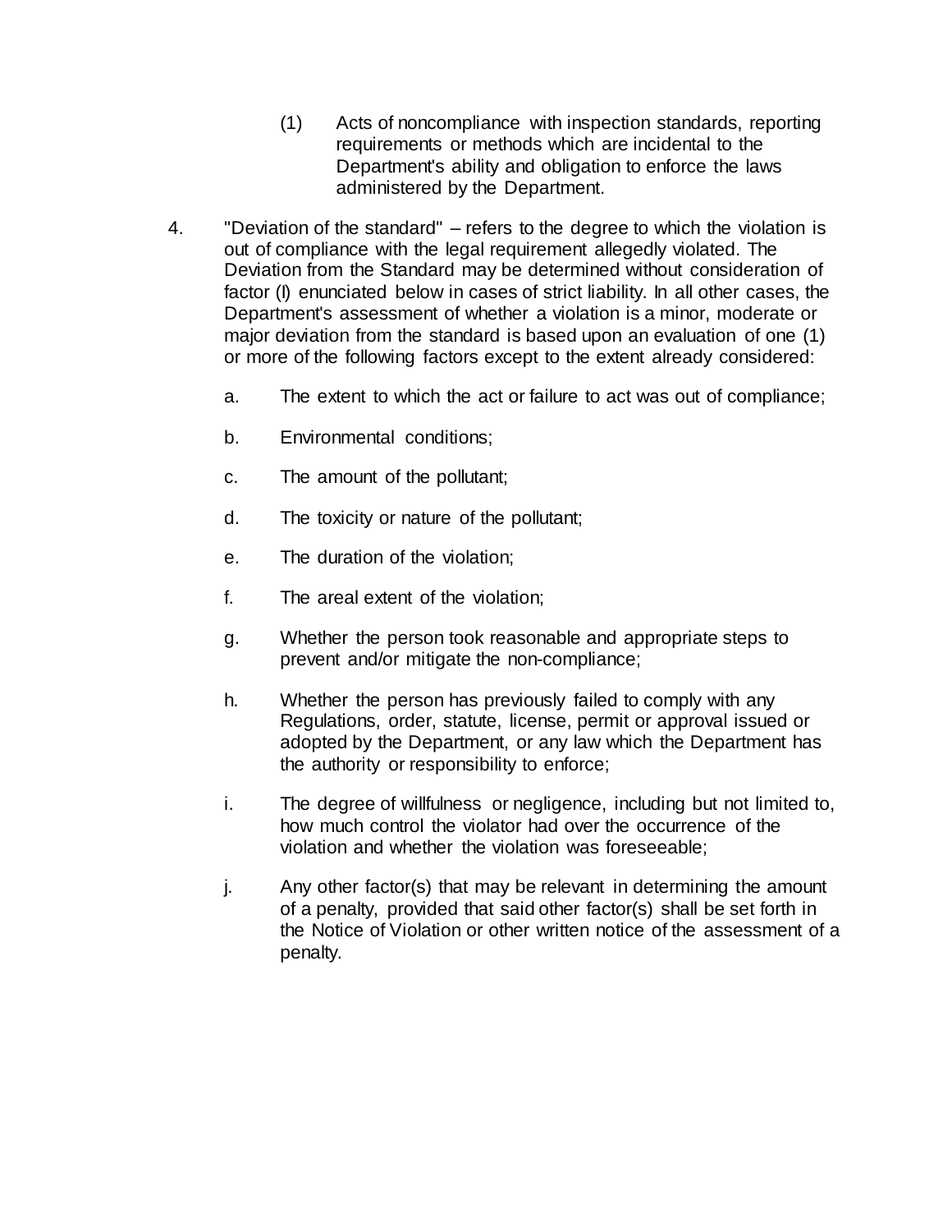(1) Acts of noncompliance with inspection standards, reporting requirements or methods which are incidental to the Department's ability and obligation to enforce the laws administered by the Department.

4. "Deviation of the standard" – refers to the degree to which the violation is out of compliance with the legal requirement allegedly violated. The Deviation from the Standard may be determined without consideration of factor (I) enunciated below in cases of strict liability. In all other cases, the Department's assessment of whether a violation is a minor, moderate or major deviation from the standard is based upon an evaluation of one (1) or more of the following factors except to the extent already considered:

   a. The extent to which the act or failure to act was out of compliance;

   b. Environmental conditions;

   c. The amount of the pollutant;

   d. The toxicity or nature of the pollutant;

   e. The duration of the violation;

   f. The areal extent of the violation;

   g. Whether the person took reasonable and appropriate steps to prevent and/or mitigate the non-compliance;

   h. Whether the person has previously failed to comply with any Regulations, order, statute, license, permit or approval issued or adopted by the Department, or any law which the Department has the authority or responsibility to enforce;

   i. The degree of willfulness or negligence, including but not limited to, how much control the violator had over the occurrence of the violation and whether the violation was foreseeable;

   j. Any other factor(s) that may be relevant in determining the amount of a penalty, provided that said other factor(s) shall be set forth in the Notice of Violation or other written notice of the assessment of a penalty.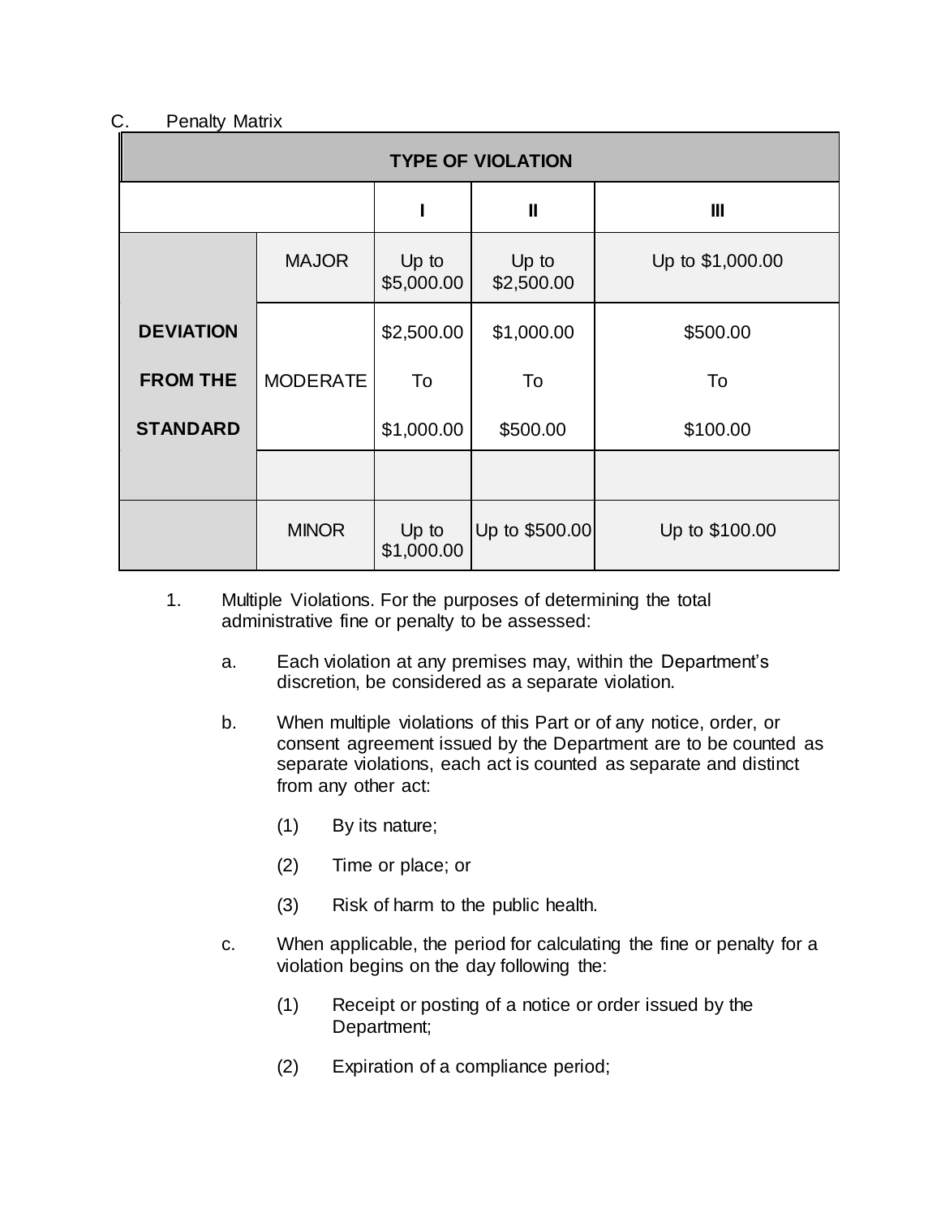C. Penalty Matrix

| TYPE OF VIOLATION | | | | |
|---|---|---|---|---|
| | | I | II | III |
| DEVIATION FROM THE STANDARD | MAJOR | Up to $5,000.00 | Up to $2,500.00 | Up to $1,000.00 |
| | MODERATE | $2,500.00 To $1,000.00 | $1,000.00 To $500.00 | $500.00 To $100.00 |
| | | | | |
| | MINOR | Up to $1,000.00 | Up to $500.00 | Up to $100.00 |

1. Multiple Violations. For the purposes of determining the total administrative fine or penalty to be assessed:

   a. Each violation at any premises may, within the Department's discretion, be considered as a separate violation.

   b. When multiple violations of this Part or of any notice, order, or consent agreement issued by the Department are to be counted as separate violations, each act is counted as separate and distinct from any other act:

      (1) By its nature;

      (2) Time or place; or

      (3) Risk of harm to the public health.

   c. When applicable, the period for calculating the fine or penalty for a violation begins on the day following the:

      (1) Receipt or posting of a notice or order issued by the Department;

      (2) Expiration of a compliance period;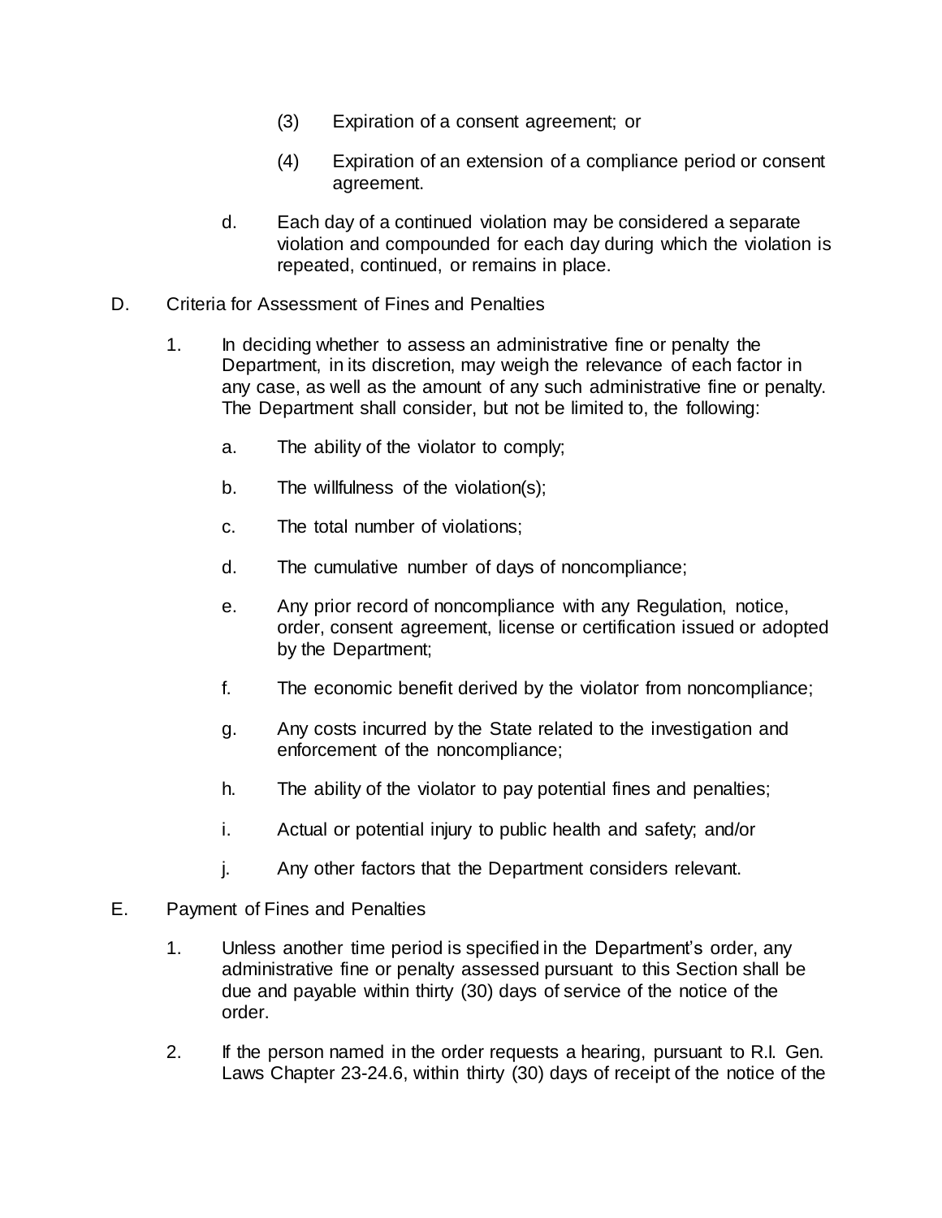(3) Expiration of a consent agreement; or

(4) Expiration of an extension of a compliance period or consent agreement.

d. Each day of a continued violation may be considered a separate violation and compounded for each day during which the violation is repeated, continued, or remains in place.

D. Criteria for Assessment of Fines and Penalties

1. In deciding whether to assess an administrative fine or penalty the Department, in its discretion, may weigh the relevance of each factor in any case, as well as the amount of any such administrative fine or penalty. The Department shall consider, but not be limited to, the following:

   a. The ability of the violator to comply;

   b. The willfulness of the violation(s);

   c. The total number of violations;

   d. The cumulative number of days of noncompliance;

   e. Any prior record of noncompliance with any Regulation, notice, order, consent agreement, license or certification issued or adopted by the Department;

   f. The economic benefit derived by the violator from noncompliance;

   g. Any costs incurred by the State related to the investigation and enforcement of the noncompliance;

   h. The ability of the violator to pay potential fines and penalties;

   i. Actual or potential injury to public health and safety; and/or

   j. Any other factors that the Department considers relevant.

E. Payment of Fines and Penalties

1. Unless another time period is specified in the Department's order, any administrative fine or penalty assessed pursuant to this Section shall be due and payable within thirty (30) days of service of the notice of the order.

2. If the person named in the order requests a hearing, pursuant to R.I. Gen. Laws Chapter 23-24.6, within thirty (30) days of receipt of the notice of the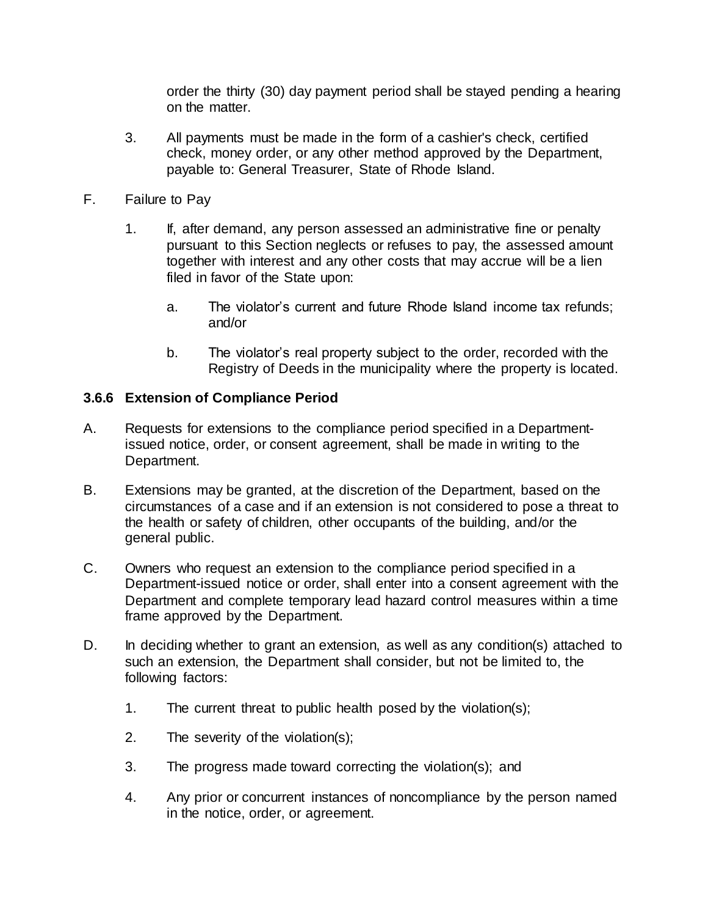order the thirty (30) day payment period shall be stayed pending a hearing on the matter.

3. All payments must be made in the form of a cashier's check, certified check, money order, or any other method approved by the Department, payable to: General Treasurer, State of Rhode Island.

F. Failure to Pay

   1. If, after demand, any person assessed an administrative fine or penalty pursuant to this Section neglects or refuses to pay, the assessed amount together with interest and any other costs that may accrue will be a lien filed in favor of the State upon:

      a. The violator's current and future Rhode Island income tax refunds; and/or

      b. The violator's real property subject to the order, recorded with the Registry of Deeds in the municipality where the property is located.

### 3.6.6 Extension of Compliance Period

A. Requests for extensions to the compliance period specified in a Department-issued notice, order, or consent agreement, shall be made in writing to the Department.

B. Extensions may be granted, at the discretion of the Department, based on the circumstances of a case and if an extension is not considered to pose a threat to the health or safety of children, other occupants of the building, and/or the general public.

C. Owners who request an extension to the compliance period specified in a Department-issued notice or order, shall enter into a consent agreement with the Department and complete temporary lead hazard control measures within a time frame approved by the Department.

D. In deciding whether to grant an extension, as well as any condition(s) attached to such an extension, the Department shall consider, but not be limited to, the following factors:

   1. The current threat to public health posed by the violation(s);

   2. The severity of the violation(s);

   3. The progress made toward correcting the violation(s); and

   4. Any prior or concurrent instances of noncompliance by the person named in the notice, order, or agreement.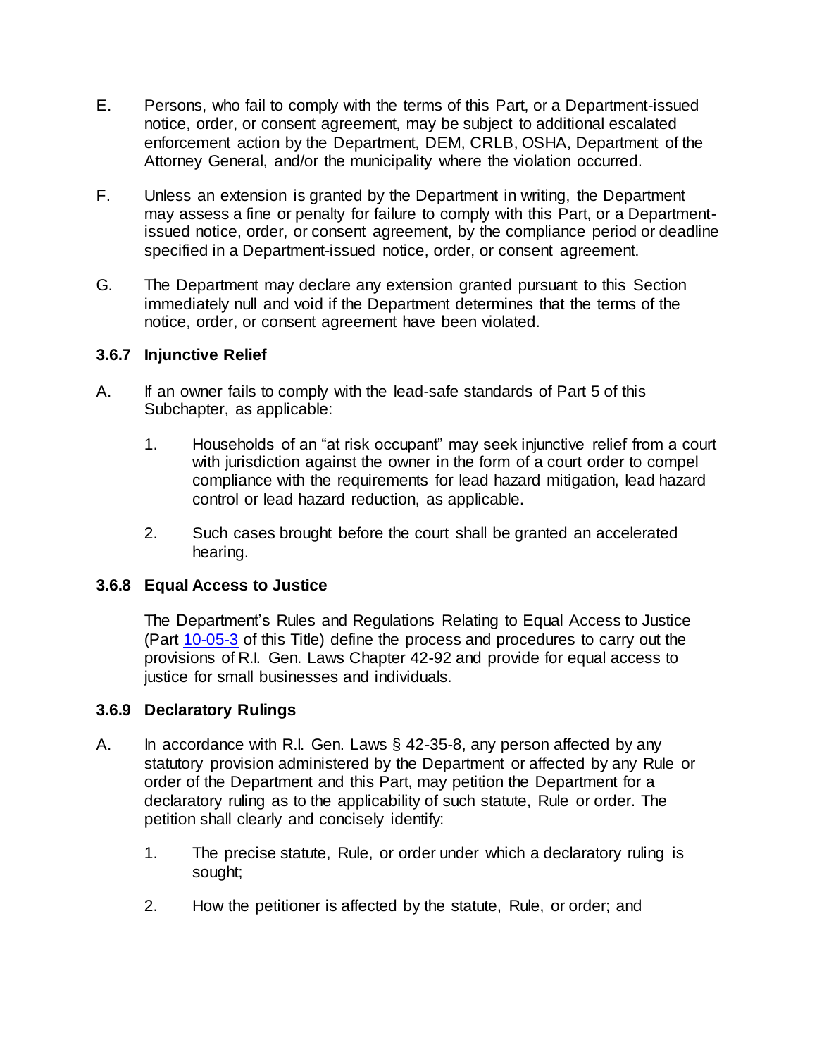E. Persons, who fail to comply with the terms of this Part, or a Department-issued notice, order, or consent agreement, may be subject to additional escalated enforcement action by the Department, DEM, CRLB, OSHA, Department of the Attorney General, and/or the municipality where the violation occurred.

F. Unless an extension is granted by the Department in writing, the Department may assess a fine or penalty for failure to comply with this Part, or a Department-issued notice, order, or consent agreement, by the compliance period or deadline specified in a Department-issued notice, order, or consent agreement.

G. The Department may declare any extension granted pursuant to this Section immediately null and void if the Department determines that the terms of the notice, order, or consent agreement have been violated.

### 3.6.7 Injunctive Relief

A. If an owner fails to comply with the lead-safe standards of Part 5 of this Subchapter, as applicable:

1. Households of an "at risk occupant" may seek injunctive relief from a court with jurisdiction against the owner in the form of a court order to compel compliance with the requirements for lead hazard mitigation, lead hazard control or lead hazard reduction, as applicable.

2. Such cases brought before the court shall be granted an accelerated hearing.

### 3.6.8 Equal Access to Justice

The Department's Rules and Regulations Relating to Equal Access to Justice (Part [10-05-3]() of this Title) define the process and procedures to carry out the provisions of R.I. Gen. Laws Chapter 42-92 and provide for equal access to justice for small businesses and individuals.

### 3.6.9 Declaratory Rulings

A. In accordance with R.I. Gen. Laws § 42-35-8, any person affected by any statutory provision administered by the Department or affected by any Rule or order of the Department and this Part, may petition the Department for a declaratory ruling as to the applicability of such statute, Rule or order. The petition shall clearly and concisely identify:

1. The precise statute, Rule, or order under which a declaratory ruling is sought;

2. How the petitioner is affected by the statute, Rule, or order; and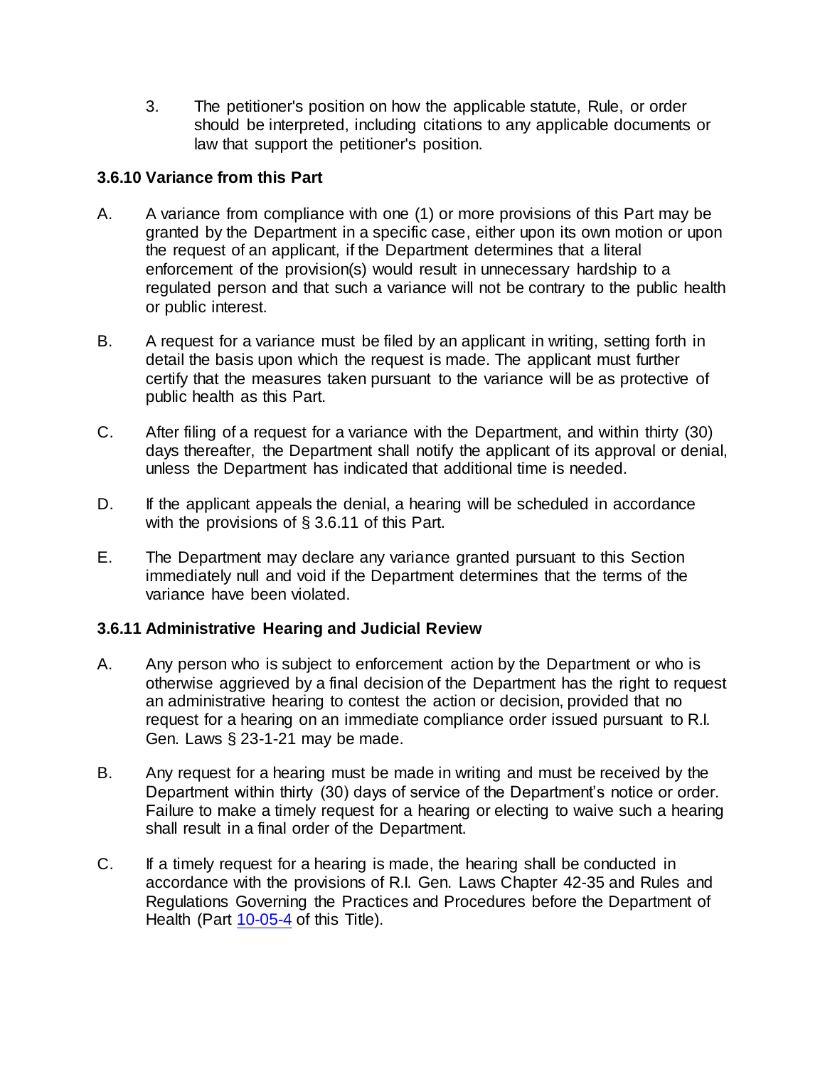3. The petitioner's position on how the applicable statute, Rule, or order should be interpreted, including citations to any applicable documents or law that support the petitioner's position.

### 3.6.10 Variance from this Part

A. A variance from compliance with one (1) or more provisions of this Part may be granted by the Department in a specific case, either upon its own motion or upon the request of an applicant, if the Department determines that a literal enforcement of the provision(s) would result in unnecessary hardship to a regulated person and that such a variance will not be contrary to the public health or public interest.

B. A request for a variance must be filed by an applicant in writing, setting forth in detail the basis upon which the request is made. The applicant must further certify that the measures taken pursuant to the variance will be as protective of public health as this Part.

C. After filing of a request for a variance with the Department, and within thirty (30) days thereafter, the Department shall notify the applicant of its approval or denial, unless the Department has indicated that additional time is needed.

D. If the applicant appeals the denial, a hearing will be scheduled in accordance with the provisions of § 3.6.11 of this Part.

E. The Department may declare any variance granted pursuant to this Section immediately null and void if the Department determines that the terms of the variance have been violated.

### 3.6.11 Administrative Hearing and Judicial Review

A. Any person who is subject to enforcement action by the Department or who is otherwise aggrieved by a final decision of the Department has the right to request an administrative hearing to contest the action or decision, provided that no request for a hearing on an immediate compliance order issued pursuant to R.I. Gen. Laws § 23-1-21 may be made.

B. Any request for a hearing must be made in writing and must be received by the Department within thirty (30) days of service of the Department's notice or order. Failure to make a timely request for a hearing or electing to waive such a hearing shall result in a final order of the Department.

C. If a timely request for a hearing is made, the hearing shall be conducted in accordance with the provisions of R.I. Gen. Laws Chapter 42-35 and Rules and Regulations Governing the Practices and Procedures before the Department of Health (Part 10-05-4 of this Title).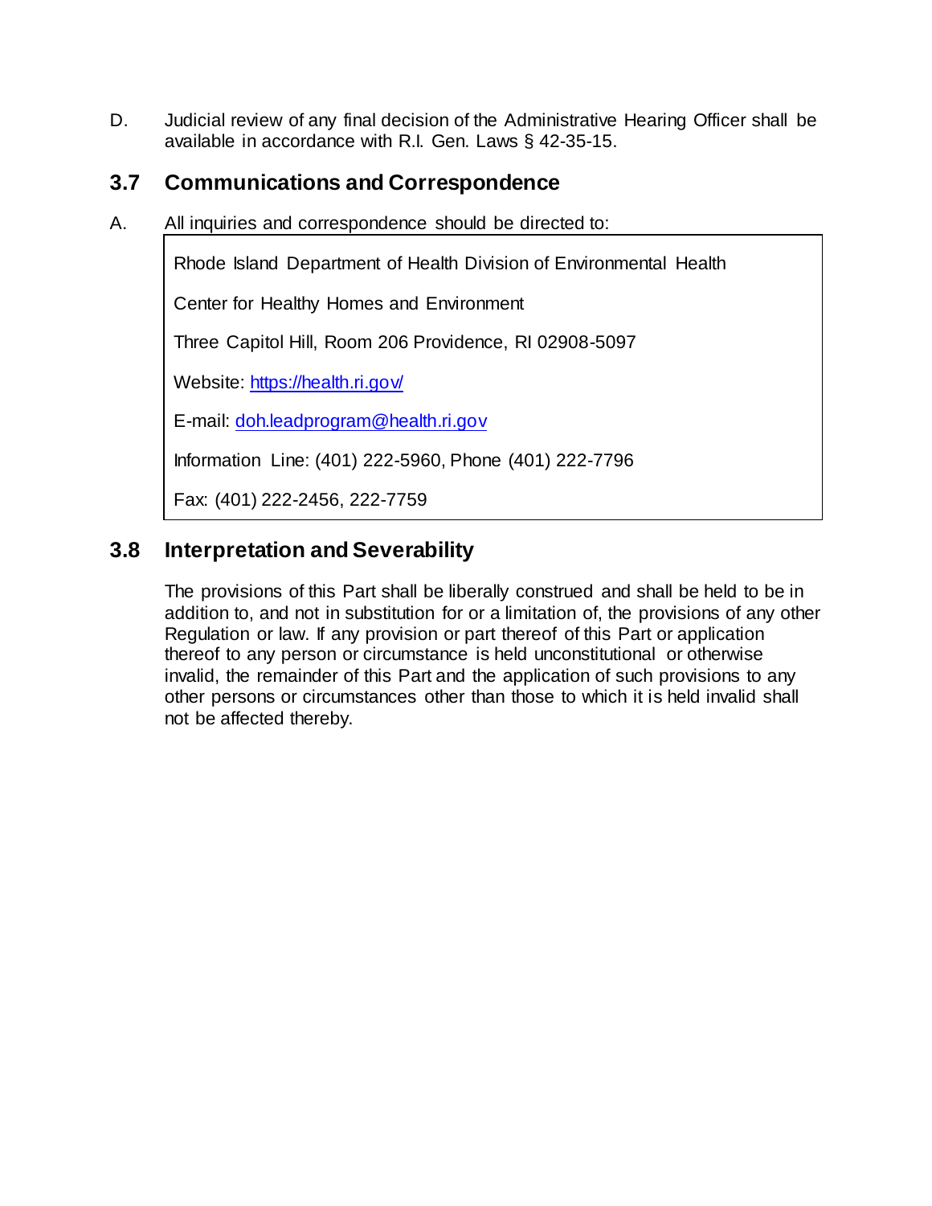D. Judicial review of any final decision of the Administrative Hearing Officer shall be available in accordance with R.I. Gen. Laws § 42-35-15.

## 3.7 Communications and Correspondence

A. All inquiries and correspondence should be directed to:

> Rhode Island Department of Health Division of Environmental Health
>
> Center for Healthy Homes and Environment
>
> Three Capitol Hill, Room 206 Providence, RI 02908-5097
>
> Website: [https://health.ri.gov/](https://health.ri.gov/)
>
> E-mail: [doh.leadprogram@health.ri.gov](mailto:doh.leadprogram@health.ri.gov)
>
> Information Line: (401) 222-5960, Phone (401) 222-7796
>
> Fax: (401) 222-2456, 222-7759

## 3.8 Interpretation and Severability

The provisions of this Part shall be liberally construed and shall be held to be in addition to, and not in substitution for or a limitation of, the provisions of any other Regulation or law. If any provision or part thereof of this Part or application thereof to any person or circumstance is held unconstitutional or otherwise invalid, the remainder of this Part and the application of such provisions to any other persons or circumstances other than those to which it is held invalid shall not be affected thereby.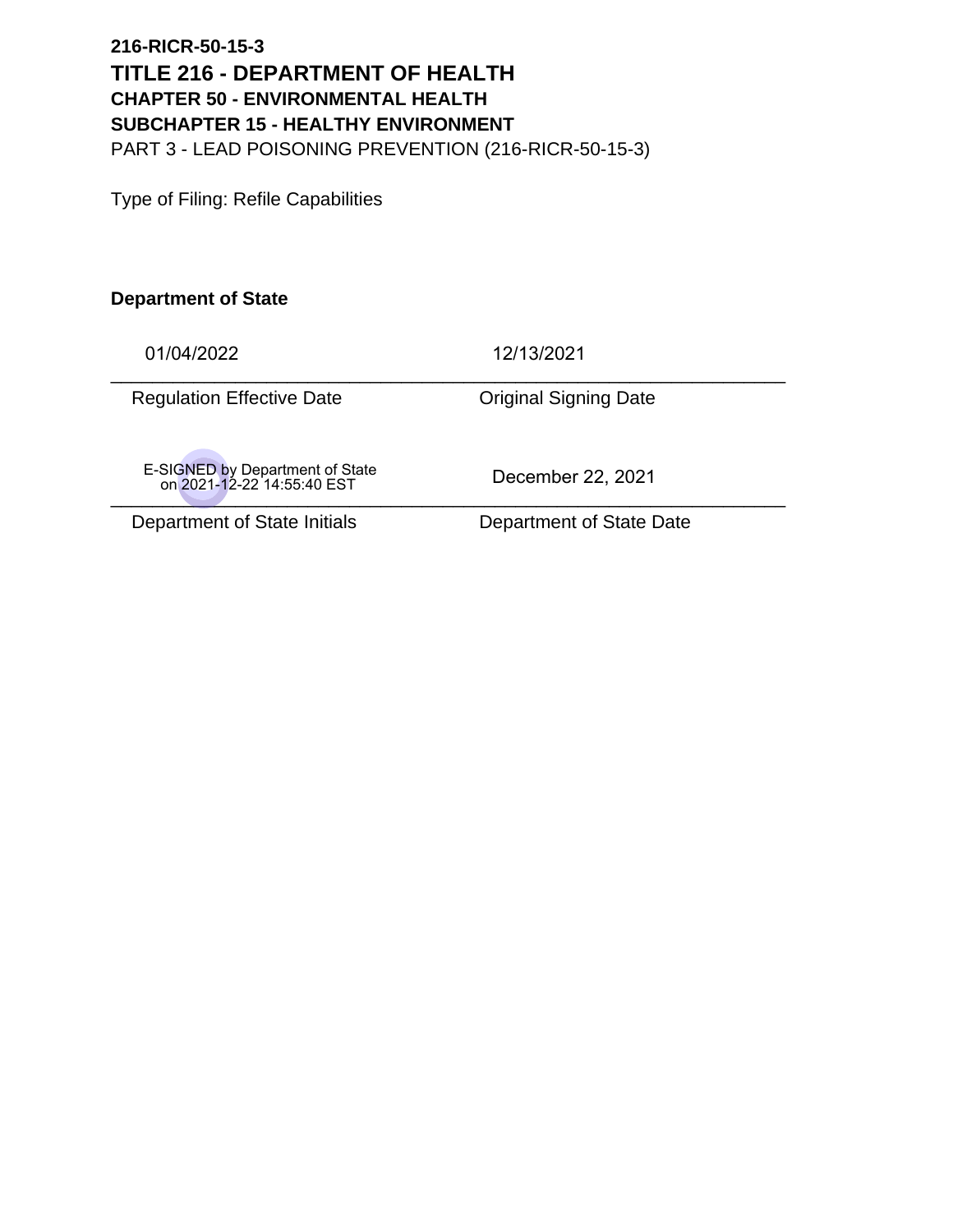**216-RICR-50-15-3**

# TITLE 216 - DEPARTMENT OF HEALTH

### CHAPTER 50 - ENVIRONMENTAL HEALTH

### SUBCHAPTER 15 - HEALTHY ENVIRONMENT

PART 3 - LEAD POISONING PREVENTION (216-RICR-50-15-3)

Type of Filing: Refile Capabilities

**Department of State**

| | |
|---|---|
| 01/04/2022 | 12/13/2021 |
| Regulation Effective Date | Original Signing Date |
| E-SIGNED by Department of State on 2021-12-22 14:55:40 EST | December 22, 2021 |
| Department of State Initials | Department of State Date |